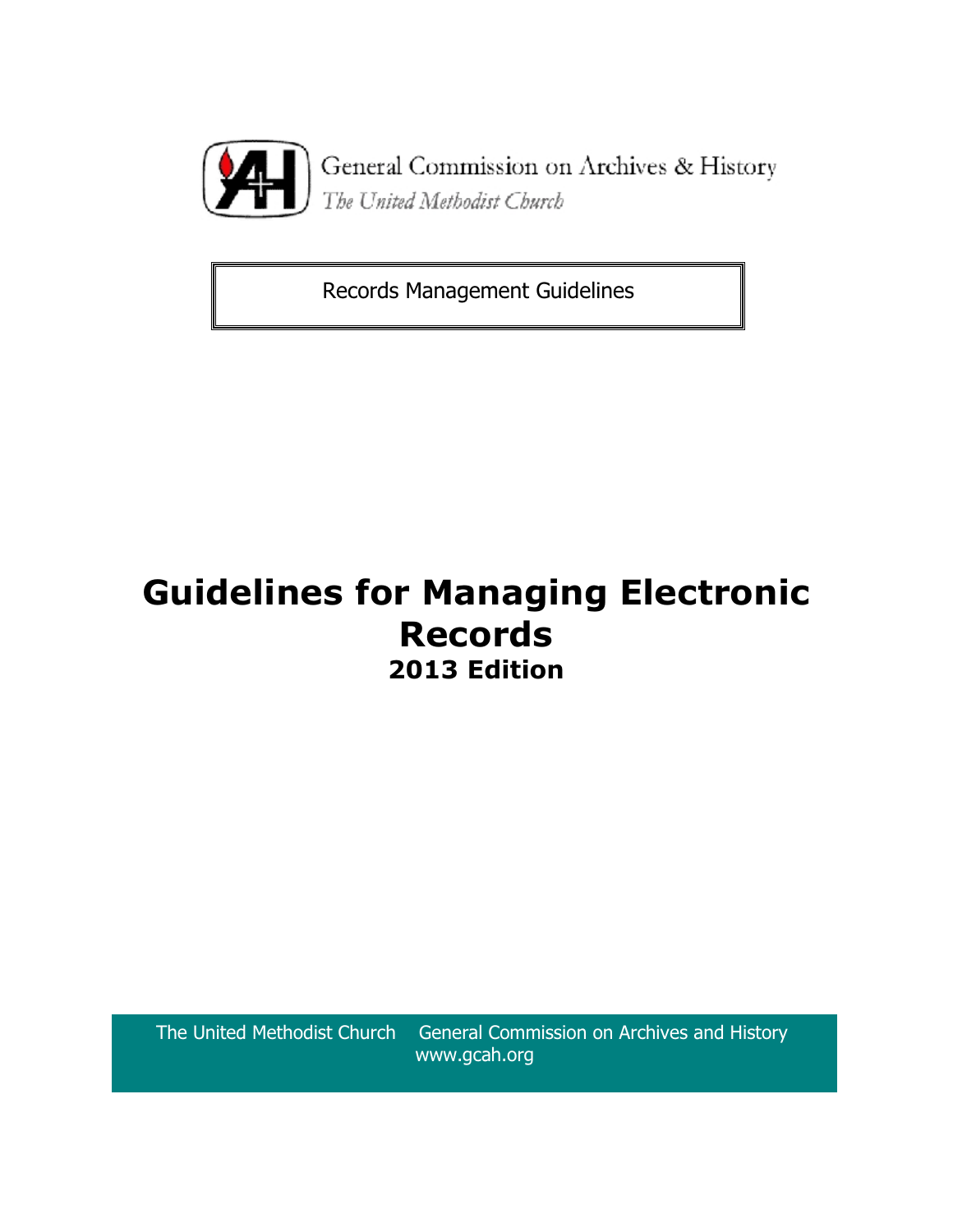General Commission on Archives & History

*The United Methodist Church*

Records Management Guidelines

# Guidelines for Managing Electronic Records

## 2013 Edition

The United Methodist Church General Commission on Archives and History
www.gcah.org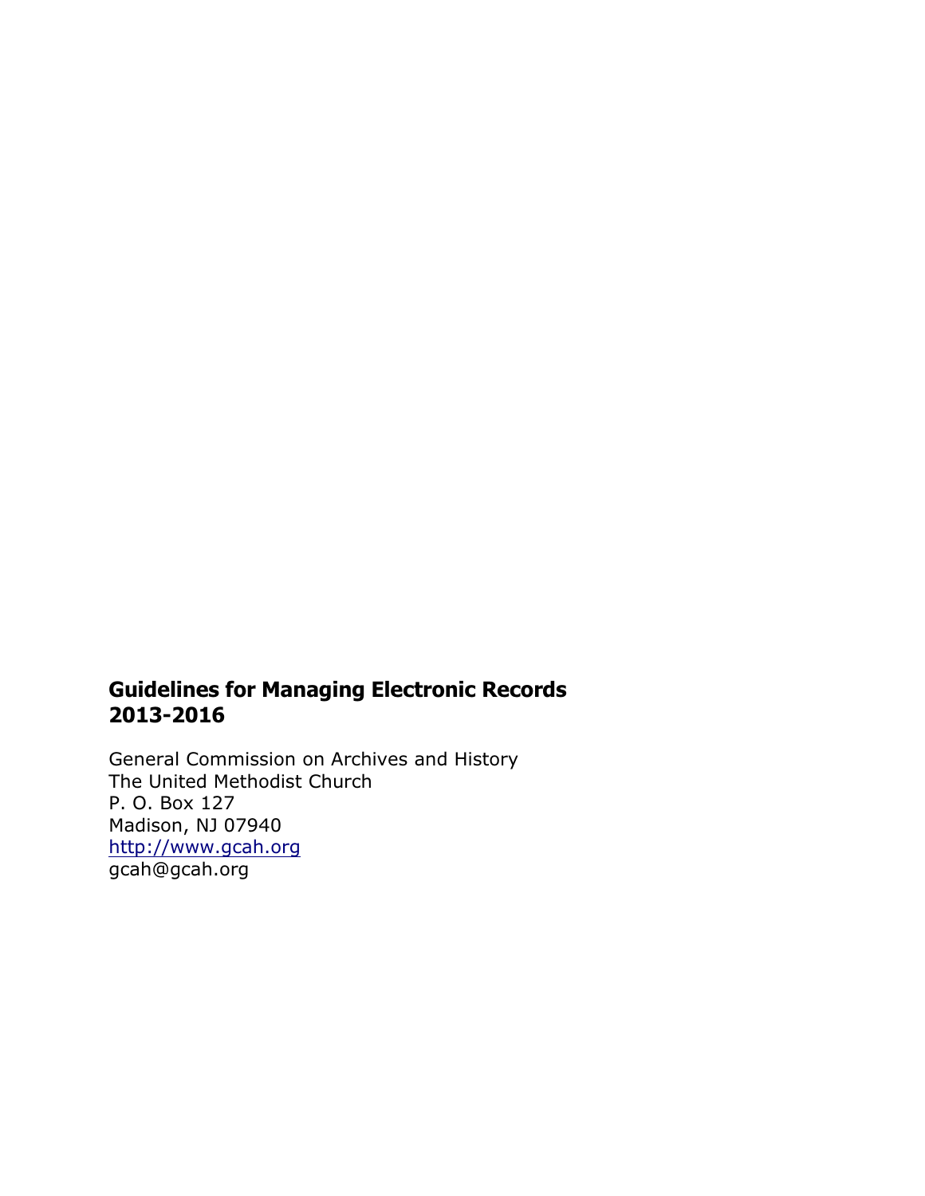**Guidelines for Managing Electronic Records**
**2013-2016**

General Commission on Archives and History
The United Methodist Church
P. O. Box 127
Madison, NJ 07940
http://www.gcah.org
gcah@gcah.org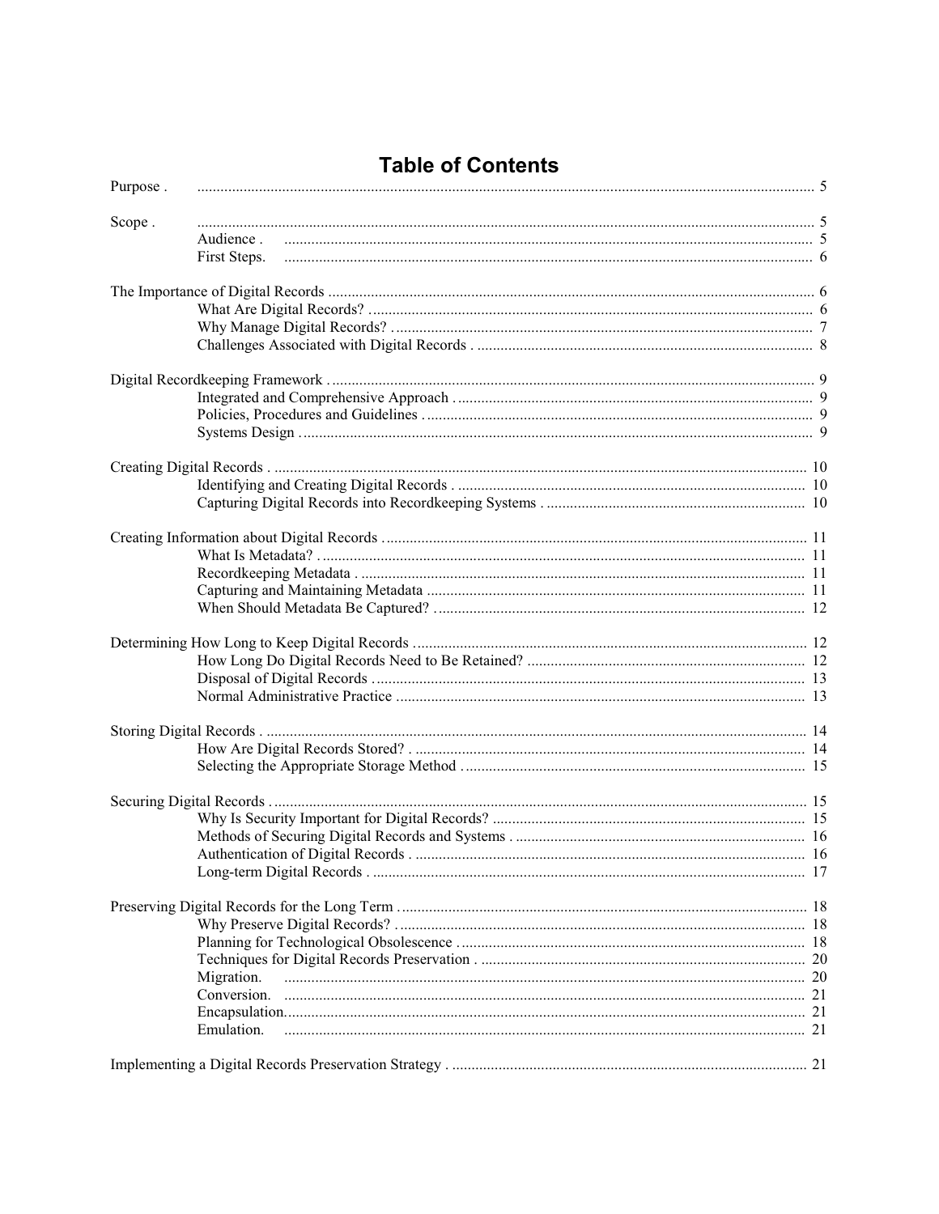# Table of Contents

Purpose . ..... 5

Scope . ..... 5
- Audience . ..... 5
- First Steps. ..... 6

The Importance of Digital Records ..... 6
- What Are Digital Records? ..... 6
- Why Manage Digital Records? ..... 7
- Challenges Associated with Digital Records . ..... 8

Digital Recordkeeping Framework . ..... 9
- Integrated and Comprehensive Approach . ..... 9
- Policies, Procedures and Guidelines . ..... 9
- Systems Design . ..... 9

Creating Digital Records . ..... 10
- Identifying and Creating Digital Records . ..... 10
- Capturing Digital Records into Recordkeeping Systems . ..... 10

Creating Information about Digital Records ..... 11
- What Is Metadata? . ..... 11
- Recordkeeping Metadata . ..... 11
- Capturing and Maintaining Metadata ..... 11
- When Should Metadata Be Captured? . ..... 12

Determining How Long to Keep Digital Records ..... 12
- How Long Do Digital Records Need to Be Retained? ..... 12
- Disposal of Digital Records . ..... 13
- Normal Administrative Practice ..... 13

Storing Digital Records . ..... 14
- How Are Digital Records Stored? . ..... 14
- Selecting the Appropriate Storage Method . ..... 15

Securing Digital Records . ..... 15
- Why Is Security Important for Digital Records? ..... 15
- Methods of Securing Digital Records and Systems . ..... 16
- Authentication of Digital Records . ..... 16
- Long-term Digital Records . ..... 17

Preserving Digital Records for the Long Term ..... 18
- Why Preserve Digital Records? . ..... 18
- Planning for Technological Obsolescence . ..... 18
- Techniques for Digital Records Preservation . ..... 20
- Migration. ..... 20
- Conversion. ..... 21
- Encapsulation. ..... 21
- Emulation. ..... 21

Implementing a Digital Records Preservation Strategy . ..... 21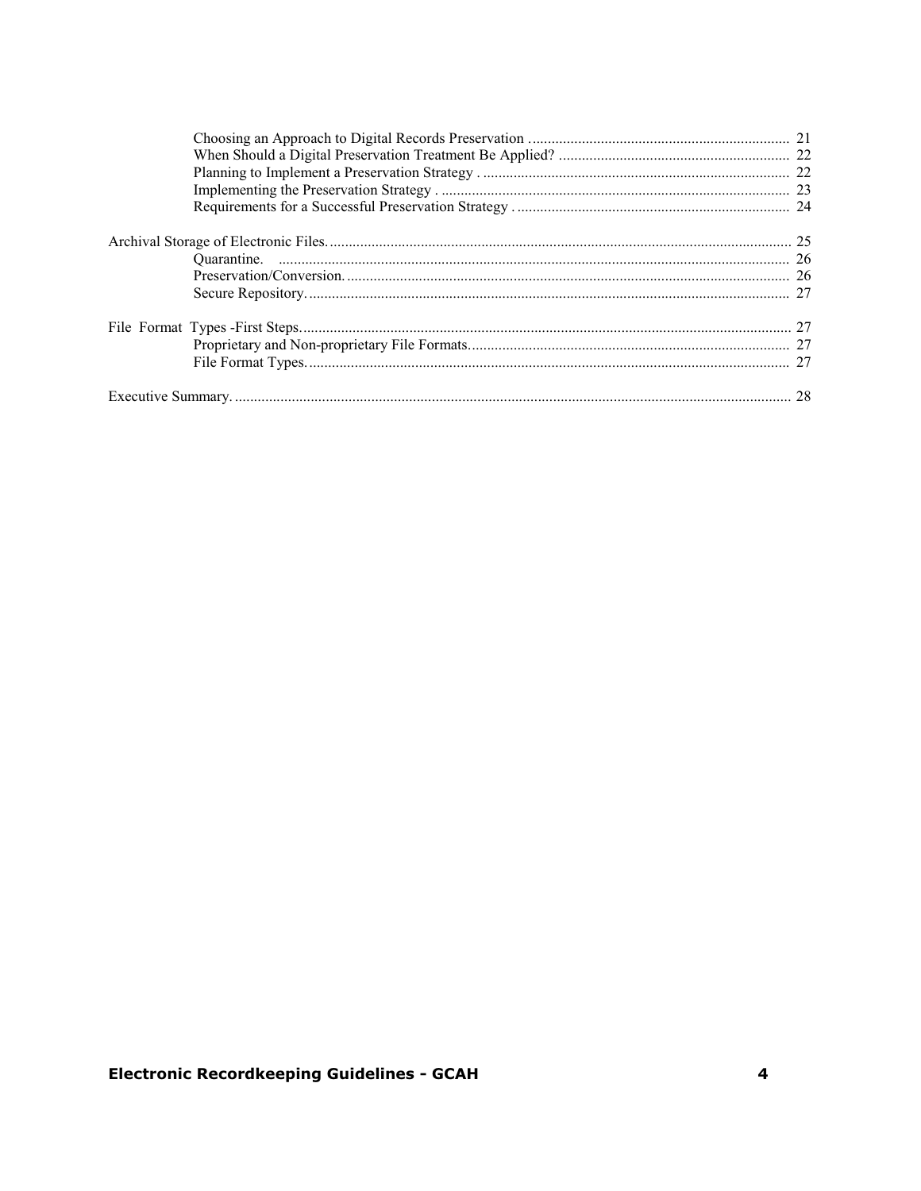- Choosing an Approach to Digital Records Preservation .................................................................... 21
- When Should a Digital Preservation Treatment Be Applied? ............................................................ 22
- Planning to Implement a Preservation Strategy . ................................................................................ 22
- Implementing the Preservation Strategy . ........................................................................................... 23
- Requirements for a Successful Preservation Strategy . ....................................................................... 24

Archival Storage of Electronic Files. ....................................................................................................................... 25

- Quarantine. ...................................................................................................................................... 26
- Preservation/Conversion. ................................................................................................................... 26
- Secure Repository. ............................................................................................................................. 27

File Format Types -First Steps. ............................................................................................................................... 27

- Proprietary and Non-proprietary File Formats. ................................................................................... 27
- File Format Types. ............................................................................................................................. 27

Executive Summary. ................................................................................................................................................. 28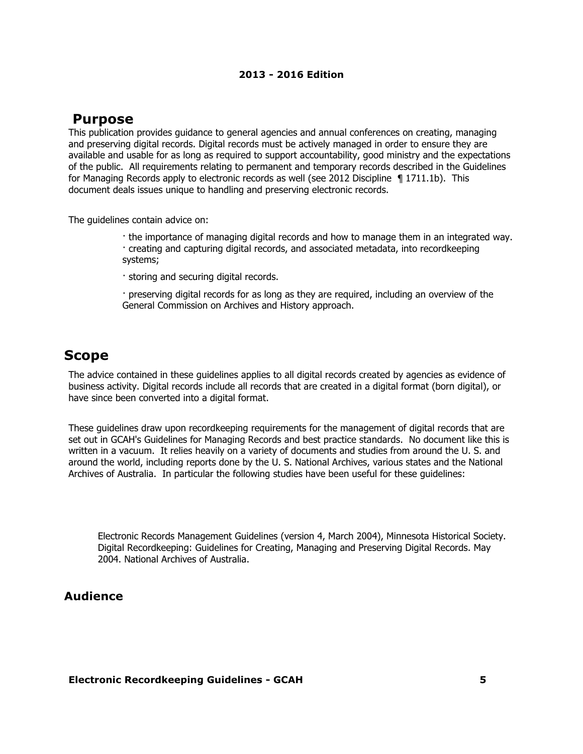**2013 - 2016 Edition**

## Purpose

This publication provides guidance to general agencies and annual conferences on creating, managing and preserving digital records. Digital records must be actively managed in order to ensure they are available and usable for as long as required to support accountability, good ministry and the expectations of the public. All requirements relating to permanent and temporary records described in the Guidelines for Managing Records apply to electronic records as well (see 2012 Discipline ¶ 1711.1b). This document deals issues unique to handling and preserving electronic records.

The guidelines contain advice on:

- the importance of managing digital records and how to manage them in an integrated way.
- creating and capturing digital records, and associated metadata, into recordkeeping systems;
- storing and securing digital records.
- preserving digital records for as long as they are required, including an overview of the General Commission on Archives and History approach.

## Scope

The advice contained in these guidelines applies to all digital records created by agencies as evidence of business activity. Digital records include all records that are created in a digital format (born digital), or have since been converted into a digital format.

These guidelines draw upon recordkeeping requirements for the management of digital records that are set out in GCAH's Guidelines for Managing Records and best practice standards. No document like this is written in a vacuum. It relies heavily on a variety of documents and studies from around the U. S. and around the world, including reports done by the U. S. National Archives, various states and the National Archives of Australia. In particular the following studies have been useful for these guidelines:

Electronic Records Management Guidelines (version 4, March 2004), Minnesota Historical Society.
Digital Recordkeeping: Guidelines for Creating, Managing and Preserving Digital Records. May 2004. National Archives of Australia.

### Audience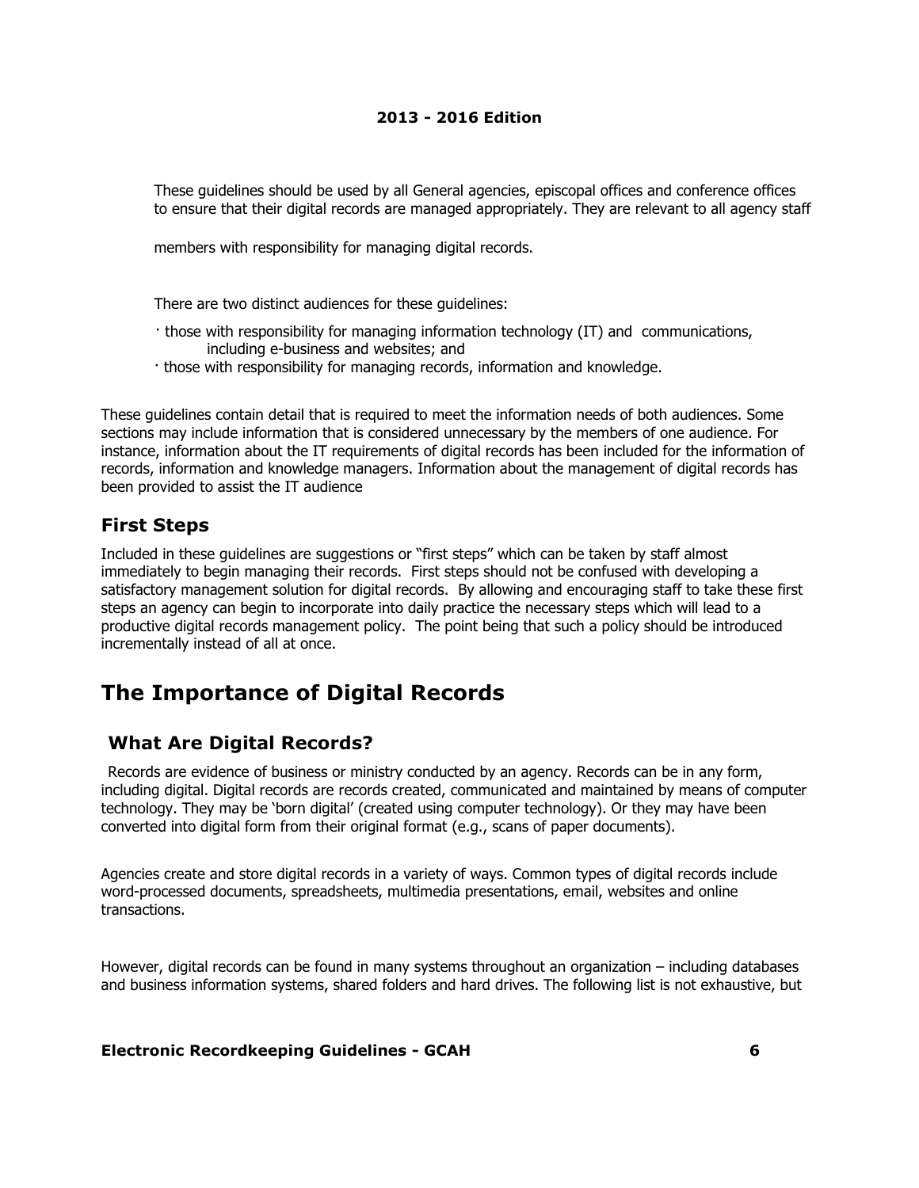These guidelines should be used by all General agencies, episcopal offices and conference offices to ensure that their digital records are managed appropriately. They are relevant to all agency staff members with responsibility for managing digital records.

There are two distinct audiences for these guidelines:

- those with responsibility for managing information technology (IT) and communications, including e-business and websites; and
- those with responsibility for managing records, information and knowledge.

These guidelines contain detail that is required to meet the information needs of both audiences. Some sections may include information that is considered unnecessary by the members of one audience. For instance, information about the IT requirements of digital records has been included for the information of records, information and knowledge managers. Information about the management of digital records has been provided to assist the IT audience

## First Steps

Included in these guidelines are suggestions or "first steps" which can be taken by staff almost immediately to begin managing their records. First steps should not be confused with developing a satisfactory management solution for digital records. By allowing and encouraging staff to take these first steps an agency can begin to incorporate into daily practice the necessary steps which will lead to a productive digital records management policy. The point being that such a policy should be introduced incrementally instead of all at once.

# The Importance of Digital Records

## What Are Digital Records?

Records are evidence of business or ministry conducted by an agency. Records can be in any form, including digital. Digital records are records created, communicated and maintained by means of computer technology. They may be 'born digital' (created using computer technology). Or they may have been converted into digital form from their original format (e.g., scans of paper documents).

Agencies create and store digital records in a variety of ways. Common types of digital records include word-processed documents, spreadsheets, multimedia presentations, email, websites and online transactions.

However, digital records can be found in many systems throughout an organization – including databases and business information systems, shared folders and hard drives. The following list is not exhaustive, but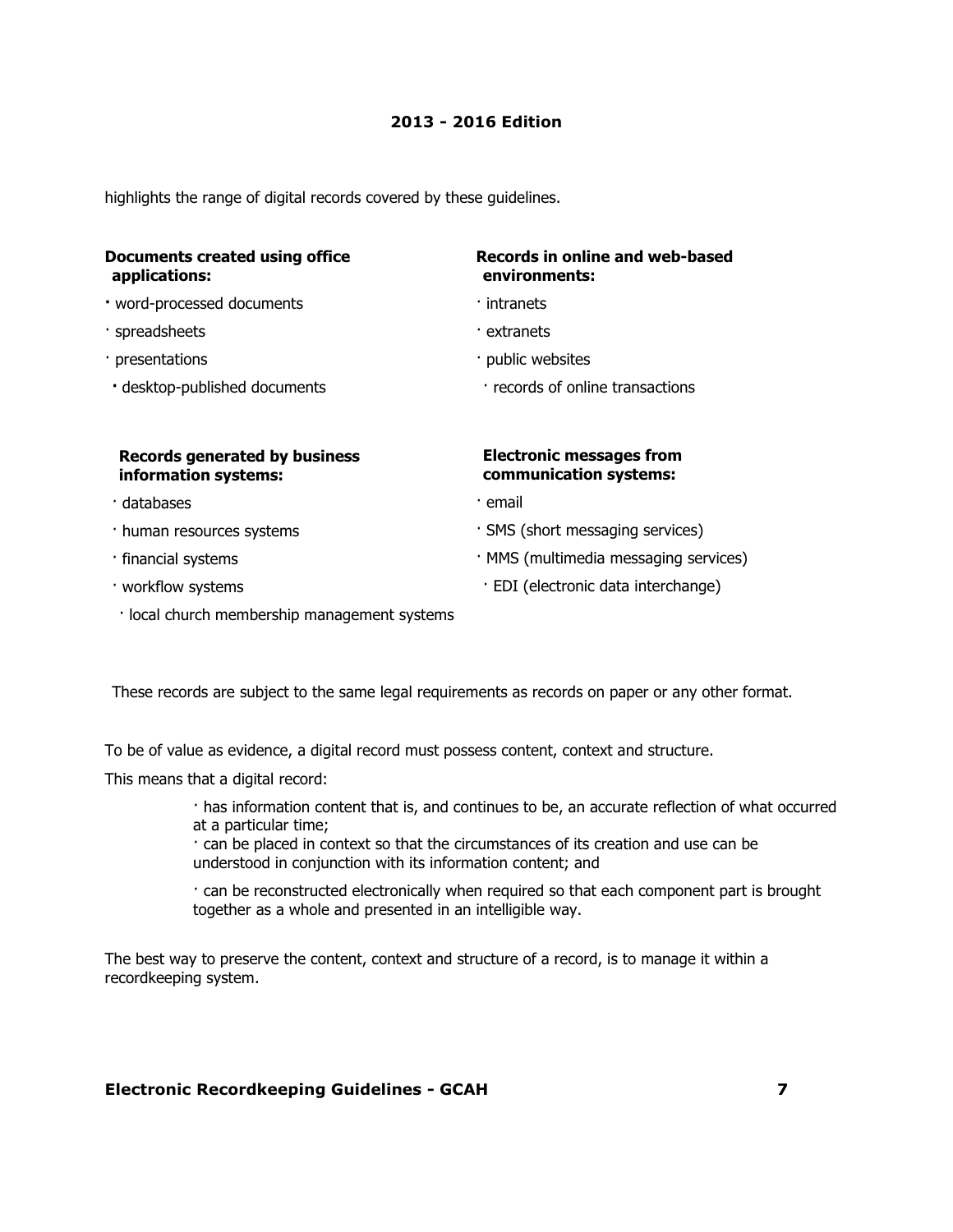highlights the range of digital records covered by these guidelines.

**Documents created using office applications:**

- word-processed documents
- spreadsheets
- presentations
- desktop-published documents

**Records in online and web-based environments:**

- intranets
- extranets
- public websites
- records of online transactions

**Records generated by business information systems:**

- databases
- human resources systems
- financial systems
- workflow systems
- local church membership management systems

**Electronic messages from communication systems:**

- email
- SMS (short messaging services)
- MMS (multimedia messaging services)
- EDI (electronic data interchange)

These records are subject to the same legal requirements as records on paper or any other format.

To be of value as evidence, a digital record must possess content, context and structure.

This means that a digital record:

- has information content that is, and continues to be, an accurate reflection of what occurred at a particular time;
- can be placed in context so that the circumstances of its creation and use can be understood in conjunction with its information content; and
- can be reconstructed electronically when required so that each component part is brought together as a whole and presented in an intelligible way.

The best way to preserve the content, context and structure of a record, is to manage it within a recordkeeping system.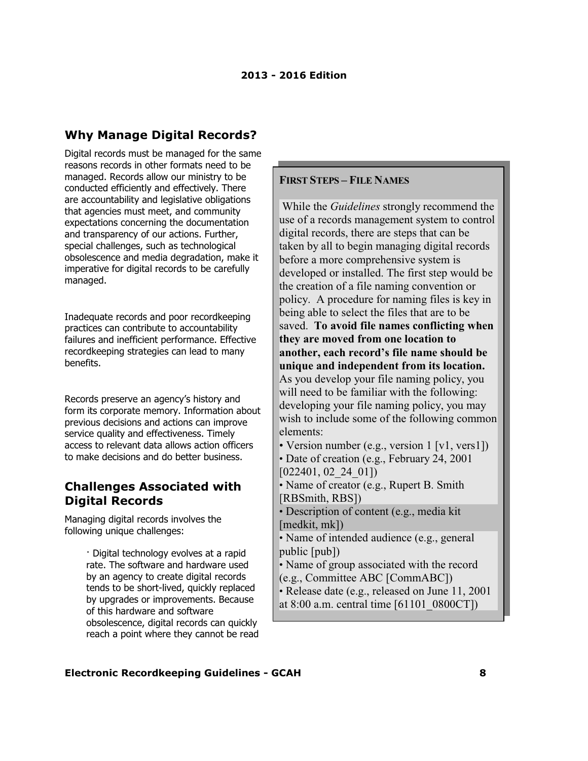## Why Manage Digital Records?

Digital records must be managed for the same reasons records in other formats need to be managed. Records allow our ministry to be conducted efficiently and effectively. There are accountability and legislative obligations that agencies must meet, and community expectations concerning the documentation and transparency of our actions. Further, special challenges, such as technological obsolescence and media degradation, make it imperative for digital records to be carefully managed.

Inadequate records and poor recordkeeping practices can contribute to accountability failures and inefficient performance. Effective recordkeeping strategies can lead to many benefits.

Records preserve an agency's history and form its corporate memory. Information about previous decisions and actions can improve service quality and effectiveness. Timely access to relevant data allows action officers to make decisions and do better business.

## Challenges Associated with Digital Records

Managing digital records involves the following unique challenges:

· Digital technology evolves at a rapid rate. The software and hardware used by an agency to create digital records tends to be short-lived, quickly replaced by upgrades or improvements. Because of this hardware and software obsolescence, digital records can quickly reach a point where they cannot be read

**FIRST STEPS – FILE NAMES**

While the *Guidelines* strongly recommend the use of a records management system to control digital records, there are steps that can be taken by all to begin managing digital records before a more comprehensive system is developed or installed. The first step would be the creation of a file naming convention or policy. A procedure for naming files is key in being able to select the files that are to be saved. **To avoid file names conflicting when they are moved from one location to another, each record's file name should be unique and independent from its location.** As you develop your file naming policy, you will need to be familiar with the following: developing your file naming policy, you may wish to include some of the following common elements:

- Version number (e.g., version 1 [v1, vers1])
- Date of creation (e.g., February 24, 2001 [022401, 02_24_01])
- Name of creator (e.g., Rupert B. Smith [RBSmith, RBS])
- Description of content (e.g., media kit [medkit, mk])
- Name of intended audience (e.g., general public [pub])
- Name of group associated with the record (e.g., Committee ABC [CommABC])
- Release date (e.g., released on June 11, 2001 at 8:00 a.m. central time [61101_0800CT])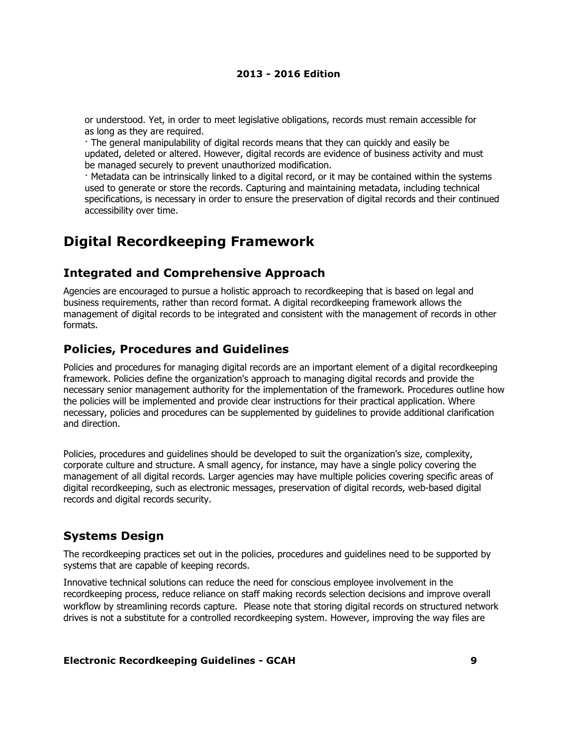or understood. Yet, in order to meet legislative obligations, records must remain accessible for as long as they are required.

· The general manipulability of digital records means that they can quickly and easily be updated, deleted or altered. However, digital records are evidence of business activity and must be managed securely to prevent unauthorized modification.

· Metadata can be intrinsically linked to a digital record, or it may be contained within the systems used to generate or store the records. Capturing and maintaining metadata, including technical specifications, is necessary in order to ensure the preservation of digital records and their continued accessibility over time.

# Digital Recordkeeping Framework

## Integrated and Comprehensive Approach

Agencies are encouraged to pursue a holistic approach to recordkeeping that is based on legal and business requirements, rather than record format. A digital recordkeeping framework allows the management of digital records to be integrated and consistent with the management of records in other formats.

## Policies, Procedures and Guidelines

Policies and procedures for managing digital records are an important element of a digital recordkeeping framework. Policies define the organization's approach to managing digital records and provide the necessary senior management authority for the implementation of the framework. Procedures outline how the policies will be implemented and provide clear instructions for their practical application. Where necessary, policies and procedures can be supplemented by guidelines to provide additional clarification and direction.

Policies, procedures and guidelines should be developed to suit the organization's size, complexity, corporate culture and structure. A small agency, for instance, may have a single policy covering the management of all digital records. Larger agencies may have multiple policies covering specific areas of digital recordkeeping, such as electronic messages, preservation of digital records, web-based digital records and digital records security.

## Systems Design

The recordkeeping practices set out in the policies, procedures and guidelines need to be supported by systems that are capable of keeping records.

Innovative technical solutions can reduce the need for conscious employee involvement in the recordkeeping process, reduce reliance on staff making records selection decisions and improve overall workflow by streamlining records capture. Please note that storing digital records on structured network drives is not a substitute for a controlled recordkeeping system. However, improving the way files are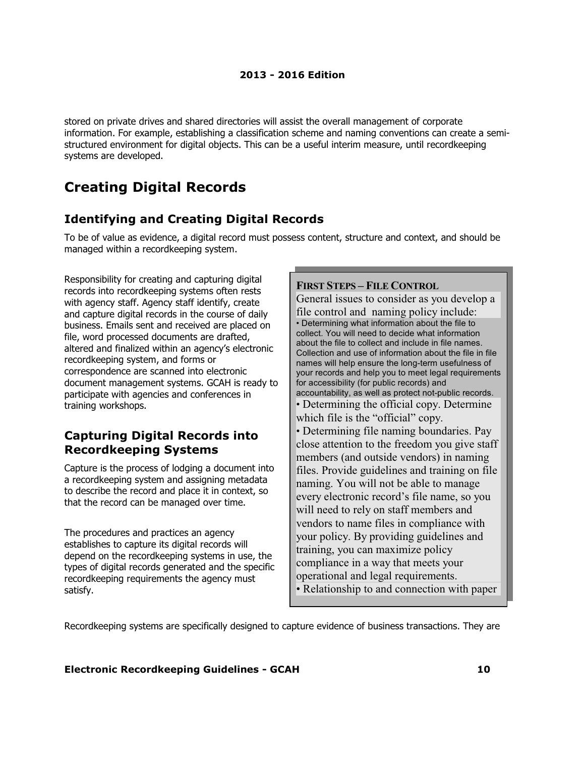stored on private drives and shared directories will assist the overall management of corporate information. For example, establishing a classification scheme and naming conventions can create a semi-structured environment for digital objects. This can be a useful interim measure, until recordkeeping systems are developed.

# Creating Digital Records

## Identifying and Creating Digital Records

To be of value as evidence, a digital record must possess content, structure and context, and should be managed within a recordkeeping system.

Responsibility for creating and capturing digital records into recordkeeping systems often rests with agency staff. Agency staff identify, create and capture digital records in the course of daily business. Emails sent and received are placed on file, word processed documents are drafted, altered and finalized within an agency's electronic recordkeeping system, and forms or correspondence are scanned into electronic document management systems. GCAH is ready to participate with agencies and conferences in training workshops.

## Capturing Digital Records into Recordkeeping Systems

Capture is the process of lodging a document into a recordkeeping system and assigning metadata to describe the record and place it in context, so that the record can be managed over time.

The procedures and practices an agency establishes to capture its digital records will depend on the recordkeeping systems in use, the types of digital records generated and the specific recordkeeping requirements the agency must satisfy.

> **FIRST STEPS – FILE CONTROL**
>
> General issues to consider as you develop a file control and naming policy include:
>
> • Determining what information about the file to collect. You will need to decide what information about the file to collect and include in file names. Collection and use of information about the file in file names will help ensure the long-term usefulness of your records and help you to meet legal requirements for accessibility (for public records) and accountability, as well as protect not-public records.
>
> • Determining the official copy. Determine which file is the "official" copy.
>
> • Determining file naming boundaries. Pay close attention to the freedom you give staff members (and outside vendors) in naming files. Provide guidelines and training on file naming. You will not be able to manage every electronic record's file name, so you will need to rely on staff members and vendors to name files in compliance with your policy. By providing guidelines and training, you can maximize policy compliance in a way that meets your operational and legal requirements.
>
> • Relationship to and connection with paper

Recordkeeping systems are specifically designed to capture evidence of business transactions. They are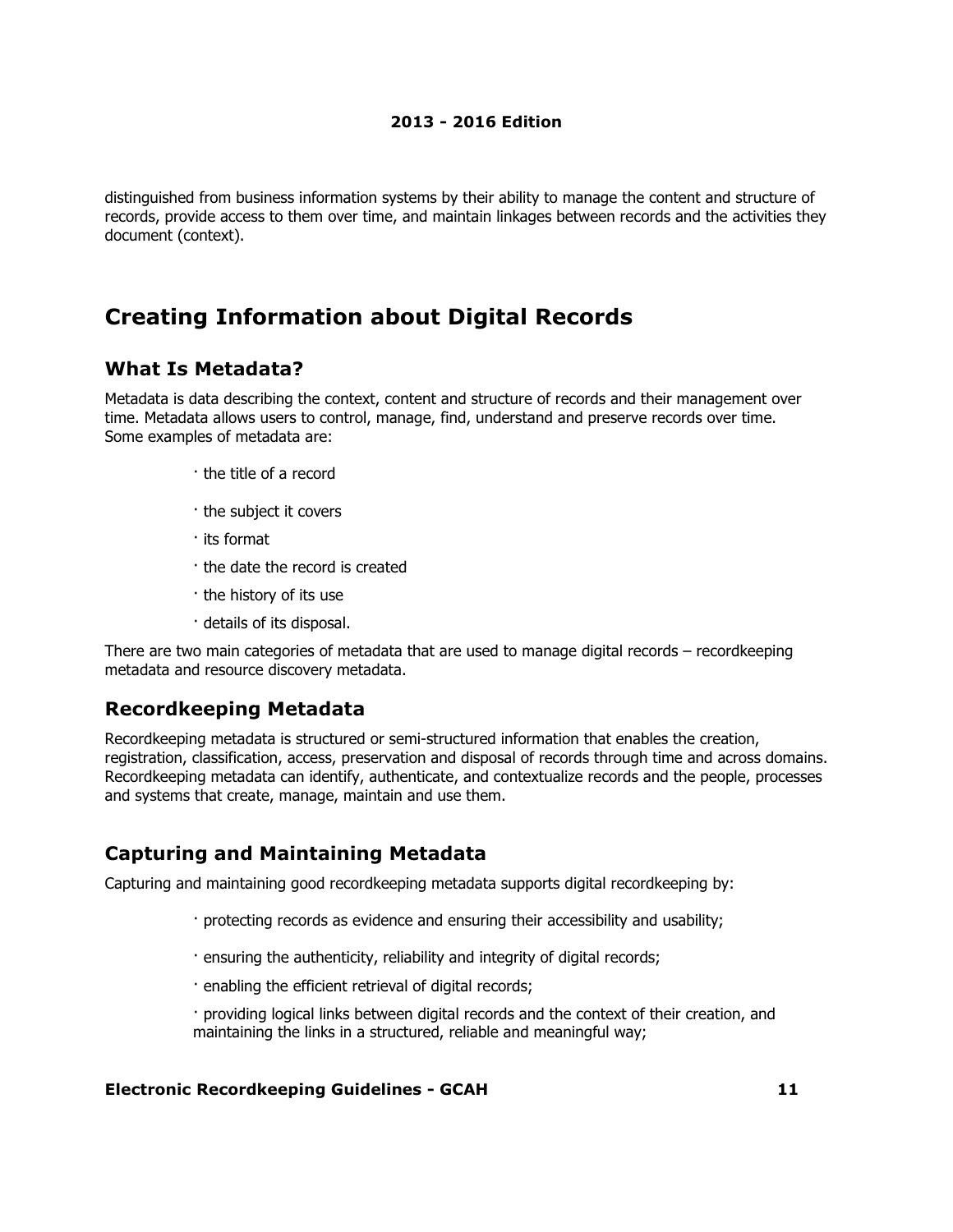distinguished from business information systems by their ability to manage the content and structure of records, provide access to them over time, and maintain linkages between records and the activities they document (context).

## Creating Information about Digital Records

### What Is Metadata?

Metadata is data describing the context, content and structure of records and their management over time. Metadata allows users to control, manage, find, understand and preserve records over time. Some examples of metadata are:

- the title of a record
- the subject it covers
- its format
- the date the record is created
- the history of its use
- details of its disposal.

There are two main categories of metadata that are used to manage digital records – recordkeeping metadata and resource discovery metadata.

### Recordkeeping Metadata

Recordkeeping metadata is structured or semi-structured information that enables the creation, registration, classification, access, preservation and disposal of records through time and across domains. Recordkeeping metadata can identify, authenticate, and contextualize records and the people, processes and systems that create, manage, maintain and use them.

### Capturing and Maintaining Metadata

Capturing and maintaining good recordkeeping metadata supports digital recordkeeping by:

- protecting records as evidence and ensuring their accessibility and usability;
- ensuring the authenticity, reliability and integrity of digital records;
- enabling the efficient retrieval of digital records;
- providing logical links between digital records and the context of their creation, and maintaining the links in a structured, reliable and meaningful way;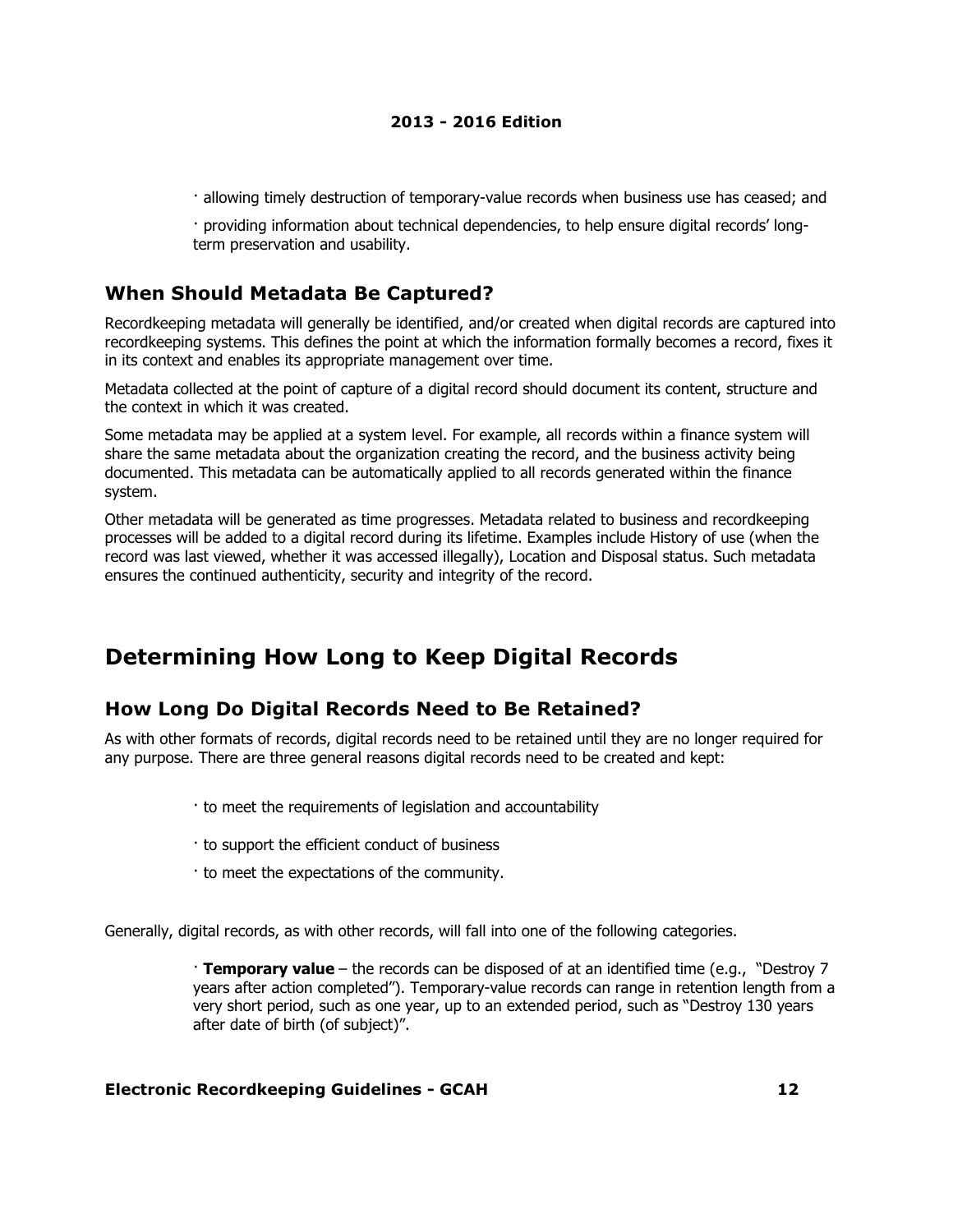· allowing timely destruction of temporary-value records when business use has ceased; and

· providing information about technical dependencies, to help ensure digital records' long-term preservation and usability.

## When Should Metadata Be Captured?

Recordkeeping metadata will generally be identified, and/or created when digital records are captured into recordkeeping systems. This defines the point at which the information formally becomes a record, fixes it in its context and enables its appropriate management over time.

Metadata collected at the point of capture of a digital record should document its content, structure and the context in which it was created.

Some metadata may be applied at a system level. For example, all records within a finance system will share the same metadata about the organization creating the record, and the business activity being documented. This metadata can be automatically applied to all records generated within the finance system.

Other metadata will be generated as time progresses. Metadata related to business and recordkeeping processes will be added to a digital record during its lifetime. Examples include History of use (when the record was last viewed, whether it was accessed illegally), Location and Disposal status. Such metadata ensures the continued authenticity, security and integrity of the record.

# Determining How Long to Keep Digital Records

## How Long Do Digital Records Need to Be Retained?

As with other formats of records, digital records need to be retained until they are no longer required for any purpose. There are three general reasons digital records need to be created and kept:

· to meet the requirements of legislation and accountability

· to support the efficient conduct of business

· to meet the expectations of the community.

Generally, digital records, as with other records, will fall into one of the following categories.

· **Temporary value** – the records can be disposed of at an identified time (e.g., "Destroy 7 years after action completed"). Temporary-value records can range in retention length from a very short period, such as one year, up to an extended period, such as "Destroy 130 years after date of birth (of subject)".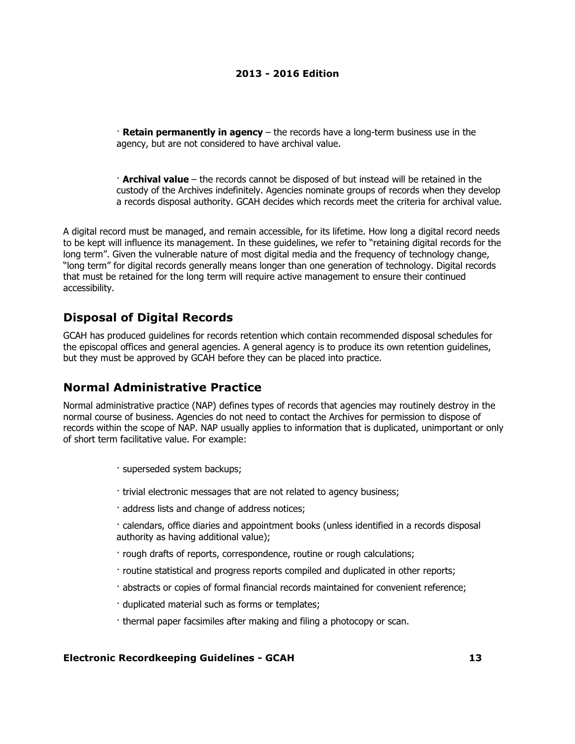- **Retain permanently in agency** – the records have a long-term business use in the agency, but are not considered to have archival value.

- **Archival value** – the records cannot be disposed of but instead will be retained in the custody of the Archives indefinitely. Agencies nominate groups of records when they develop a records disposal authority. GCAH decides which records meet the criteria for archival value.

A digital record must be managed, and remain accessible, for its lifetime. How long a digital record needs to be kept will influence its management. In these guidelines, we refer to "retaining digital records for the long term". Given the vulnerable nature of most digital media and the frequency of technology change, "long term" for digital records generally means longer than one generation of technology. Digital records that must be retained for the long term will require active management to ensure their continued accessibility.

## Disposal of Digital Records

GCAH has produced guidelines for records retention which contain recommended disposal schedules for the episcopal offices and general agencies. A general agency is to produce its own retention guidelines, but they must be approved by GCAH before they can be placed into practice.

## Normal Administrative Practice

Normal administrative practice (NAP) defines types of records that agencies may routinely destroy in the normal course of business. Agencies do not need to contact the Archives for permission to dispose of records within the scope of NAP. NAP usually applies to information that is duplicated, unimportant or only of short term facilitative value. For example:

- superseded system backups;
- trivial electronic messages that are not related to agency business;
- address lists and change of address notices;
- calendars, office diaries and appointment books (unless identified in a records disposal authority as having additional value);
- rough drafts of reports, correspondence, routine or rough calculations;
- routine statistical and progress reports compiled and duplicated in other reports;
- abstracts or copies of formal financial records maintained for convenient reference;
- duplicated material such as forms or templates;
- thermal paper facsimiles after making and filing a photocopy or scan.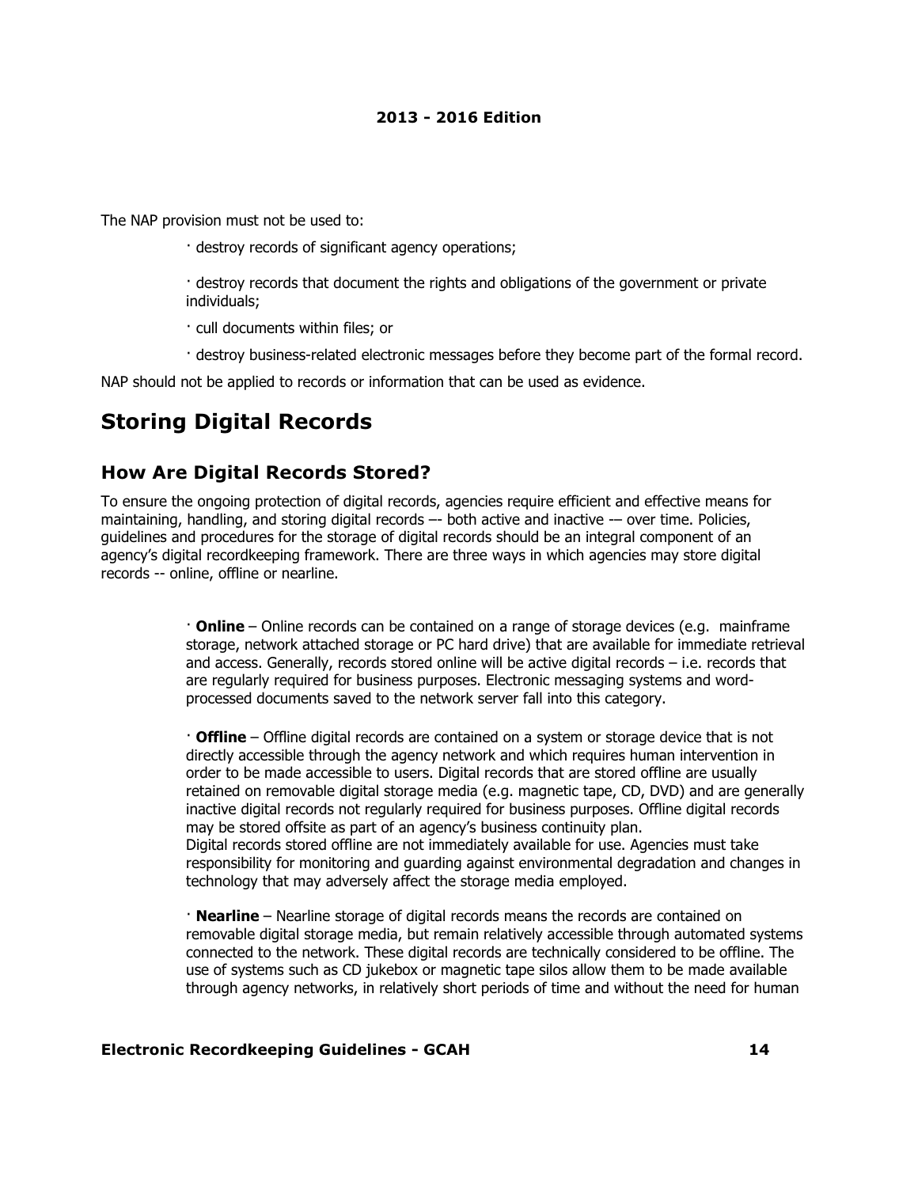The NAP provision must not be used to:

- destroy records of significant agency operations;
- destroy records that document the rights and obligations of the government or private individuals;
- cull documents within files; or
- destroy business-related electronic messages before they become part of the formal record.

NAP should not be applied to records or information that can be used as evidence.

# Storing Digital Records

## How Are Digital Records Stored?

To ensure the ongoing protection of digital records, agencies require efficient and effective means for maintaining, handling, and storing digital records –- both active and inactive -– over time. Policies, guidelines and procedures for the storage of digital records should be an integral component of an agency's digital recordkeeping framework. There are three ways in which agencies may store digital records -- online, offline or nearline.

- **Online** – Online records can be contained on a range of storage devices (e.g. mainframe storage, network attached storage or PC hard drive) that are available for immediate retrieval and access. Generally, records stored online will be active digital records – i.e. records that are regularly required for business purposes. Electronic messaging systems and word-processed documents saved to the network server fall into this category.

- **Offline** – Offline digital records are contained on a system or storage device that is not directly accessible through the agency network and which requires human intervention in order to be made accessible to users. Digital records that are stored offline are usually retained on removable digital storage media (e.g. magnetic tape, CD, DVD) and are generally inactive digital records not regularly required for business purposes. Offline digital records may be stored offsite as part of an agency's business continuity plan.
  Digital records stored offline are not immediately available for use. Agencies must take responsibility for monitoring and guarding against environmental degradation and changes in technology that may adversely affect the storage media employed.

- **Nearline** – Nearline storage of digital records means the records are contained on removable digital storage media, but remain relatively accessible through automated systems connected to the network. These digital records are technically considered to be offline. The use of systems such as CD jukebox or magnetic tape silos allow them to be made available through agency networks, in relatively short periods of time and without the need for human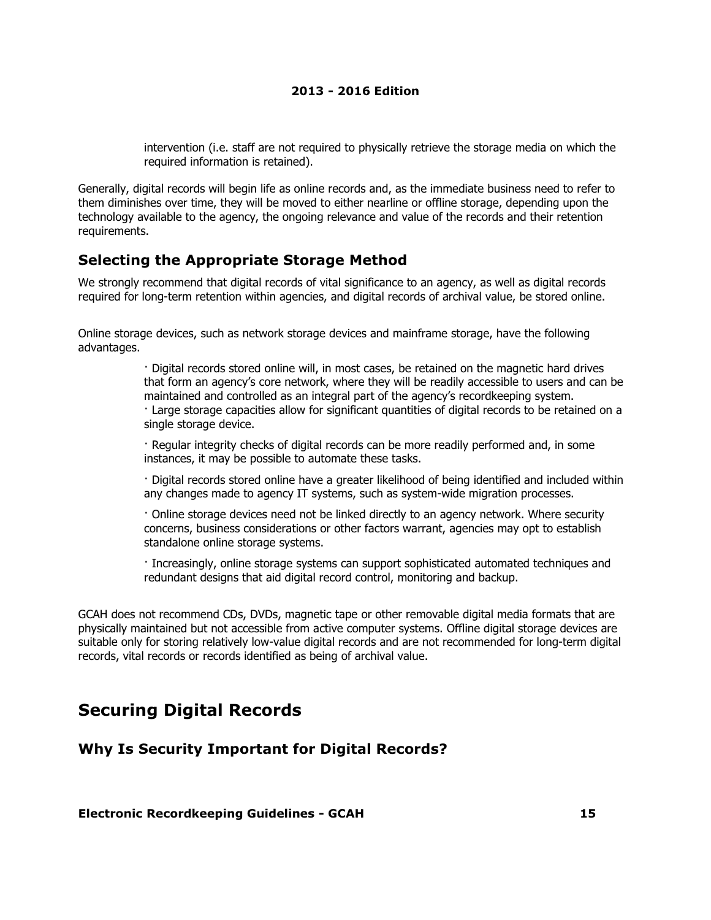intervention (i.e. staff are not required to physically retrieve the storage media on which the required information is retained).

Generally, digital records will begin life as online records and, as the immediate business need to refer to them diminishes over time, they will be moved to either nearline or offline storage, depending upon the technology available to the agency, the ongoing relevance and value of the records and their retention requirements.

### Selecting the Appropriate Storage Method

We strongly recommend that digital records of vital significance to an agency, as well as digital records required for long-term retention within agencies, and digital records of archival value, be stored online.

Online storage devices, such as network storage devices and mainframe storage, have the following advantages.

- Digital records stored online will, in most cases, be retained on the magnetic hard drives that form an agency's core network, where they will be readily accessible to users and can be maintained and controlled as an integral part of the agency's recordkeeping system.
- Large storage capacities allow for significant quantities of digital records to be retained on a single storage device.
- Regular integrity checks of digital records can be more readily performed and, in some instances, it may be possible to automate these tasks.
- Digital records stored online have a greater likelihood of being identified and included within any changes made to agency IT systems, such as system-wide migration processes.
- Online storage devices need not be linked directly to an agency network. Where security concerns, business considerations or other factors warrant, agencies may opt to establish standalone online storage systems.
- Increasingly, online storage systems can support sophisticated automated techniques and redundant designs that aid digital record control, monitoring and backup.

GCAH does not recommend CDs, DVDs, magnetic tape or other removable digital media formats that are physically maintained but not accessible from active computer systems. Offline digital storage devices are suitable only for storing relatively low-value digital records and are not recommended for long-term digital records, vital records or records identified as being of archival value.

## Securing Digital Records

### Why Is Security Important for Digital Records?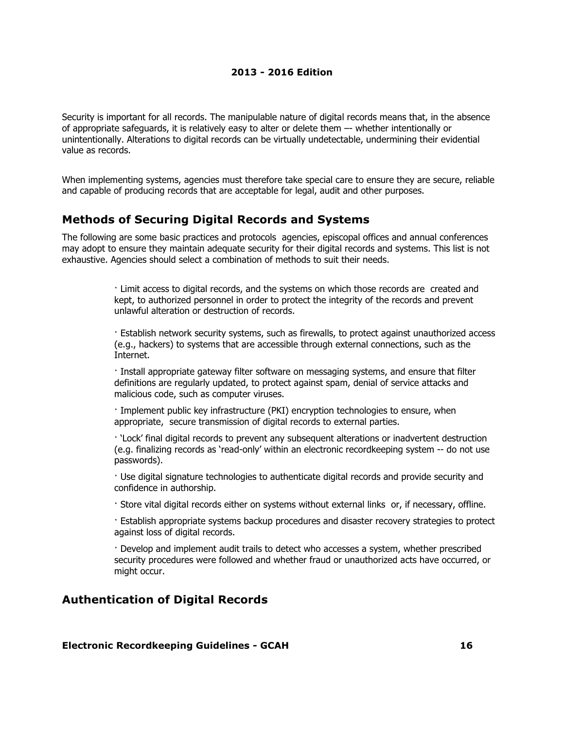Security is important for all records. The manipulable nature of digital records means that, in the absence of appropriate safeguards, it is relatively easy to alter or delete them –- whether intentionally or unintentionally. Alterations to digital records can be virtually undetectable, undermining their evidential value as records.

When implementing systems, agencies must therefore take special care to ensure they are secure, reliable and capable of producing records that are acceptable for legal, audit and other purposes.

## Methods of Securing Digital Records and Systems

The following are some basic practices and protocols agencies, episcopal offices and annual conferences may adopt to ensure they maintain adequate security for their digital records and systems. This list is not exhaustive. Agencies should select a combination of methods to suit their needs.

- Limit access to digital records, and the systems on which those records are created and kept, to authorized personnel in order to protect the integrity of the records and prevent unlawful alteration or destruction of records.
- Establish network security systems, such as firewalls, to protect against unauthorized access (e.g., hackers) to systems that are accessible through external connections, such as the Internet.
- Install appropriate gateway filter software on messaging systems, and ensure that filter definitions are regularly updated, to protect against spam, denial of service attacks and malicious code, such as computer viruses.
- Implement public key infrastructure (PKI) encryption technologies to ensure, when appropriate, secure transmission of digital records to external parties.
- 'Lock' final digital records to prevent any subsequent alterations or inadvertent destruction (e.g. finalizing records as 'read-only' within an electronic recordkeeping system -- do not use passwords).
- Use digital signature technologies to authenticate digital records and provide security and confidence in authorship.
- Store vital digital records either on systems without external links or, if necessary, offline.
- Establish appropriate systems backup procedures and disaster recovery strategies to protect against loss of digital records.
- Develop and implement audit trails to detect who accesses a system, whether prescribed security procedures were followed and whether fraud or unauthorized acts have occurred, or might occur.

## Authentication of Digital Records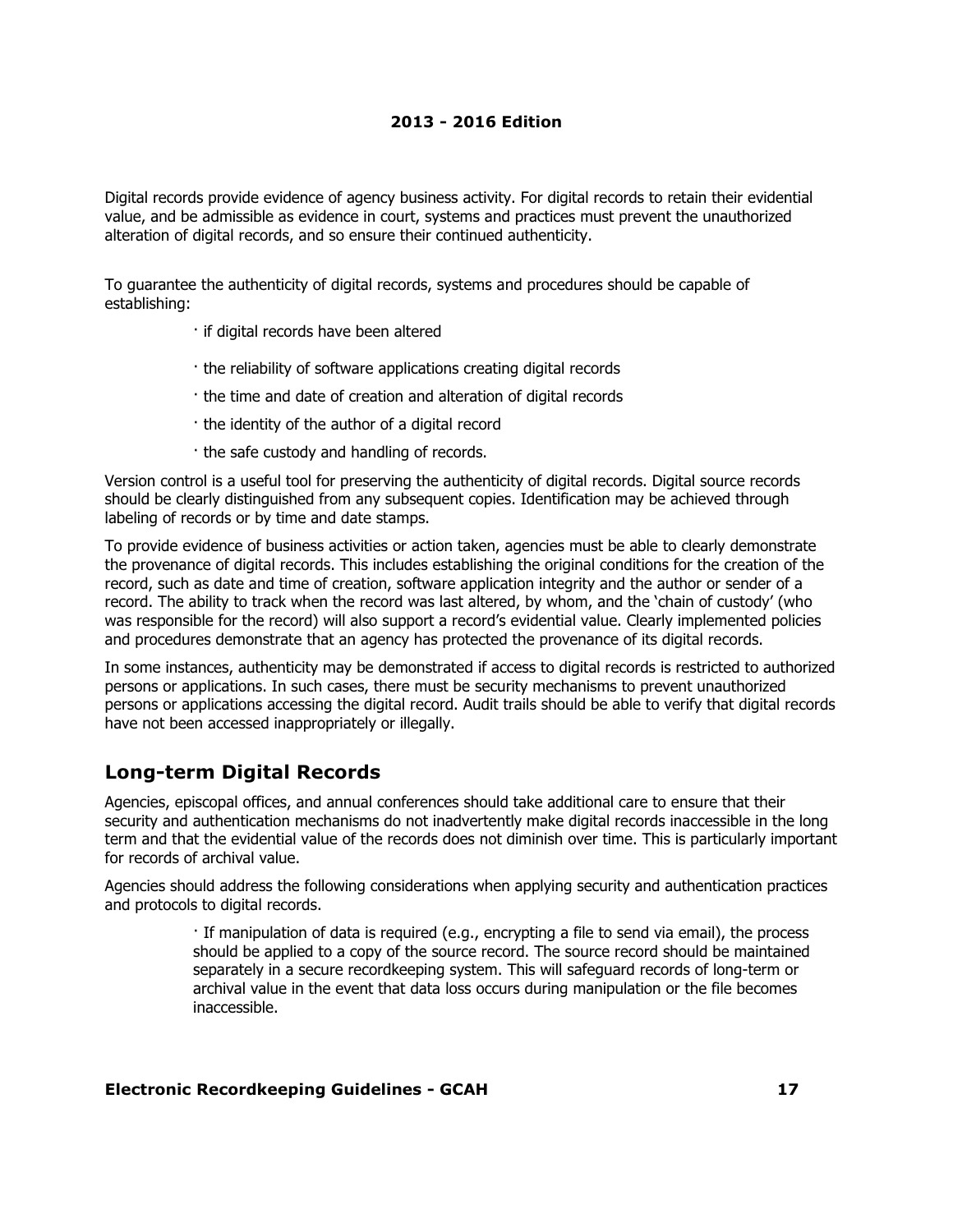Digital records provide evidence of agency business activity. For digital records to retain their evidential value, and be admissible as evidence in court, systems and practices must prevent the unauthorized alteration of digital records, and so ensure their continued authenticity.

To guarantee the authenticity of digital records, systems and procedures should be capable of establishing:

- if digital records have been altered
- the reliability of software applications creating digital records
- the time and date of creation and alteration of digital records
- the identity of the author of a digital record
- the safe custody and handling of records.

Version control is a useful tool for preserving the authenticity of digital records. Digital source records should be clearly distinguished from any subsequent copies. Identification may be achieved through labeling of records or by time and date stamps.

To provide evidence of business activities or action taken, agencies must be able to clearly demonstrate the provenance of digital records. This includes establishing the original conditions for the creation of the record, such as date and time of creation, software application integrity and the author or sender of a record. The ability to track when the record was last altered, by whom, and the 'chain of custody' (who was responsible for the record) will also support a record's evidential value. Clearly implemented policies and procedures demonstrate that an agency has protected the provenance of its digital records.

In some instances, authenticity may be demonstrated if access to digital records is restricted to authorized persons or applications. In such cases, there must be security mechanisms to prevent unauthorized persons or applications accessing the digital record. Audit trails should be able to verify that digital records have not been accessed inappropriately or illegally.

## Long-term Digital Records

Agencies, episcopal offices, and annual conferences should take additional care to ensure that their security and authentication mechanisms do not inadvertently make digital records inaccessible in the long term and that the evidential value of the records does not diminish over time. This is particularly important for records of archival value.

Agencies should address the following considerations when applying security and authentication practices and protocols to digital records.

- If manipulation of data is required (e.g., encrypting a file to send via email), the process should be applied to a copy of the source record. The source record should be maintained separately in a secure recordkeeping system. This will safeguard records of long-term or archival value in the event that data loss occurs during manipulation or the file becomes inaccessible.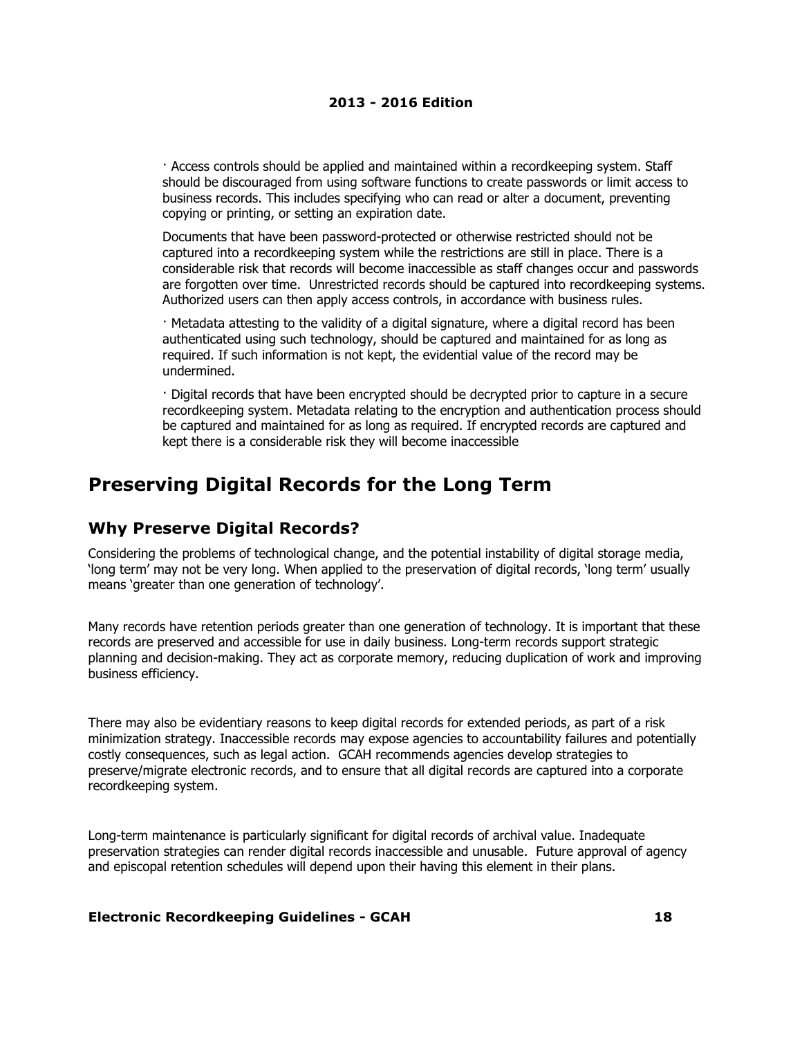· Access controls should be applied and maintained within a recordkeeping system. Staff should be discouraged from using software functions to create passwords or limit access to business records. This includes specifying who can read or alter a document, preventing copying or printing, or setting an expiration date.

Documents that have been password-protected or otherwise restricted should not be captured into a recordkeeping system while the restrictions are still in place. There is a considerable risk that records will become inaccessible as staff changes occur and passwords are forgotten over time. Unrestricted records should be captured into recordkeeping systems. Authorized users can then apply access controls, in accordance with business rules.

· Metadata attesting to the validity of a digital signature, where a digital record has been authenticated using such technology, should be captured and maintained for as long as required. If such information is not kept, the evidential value of the record may be undermined.

· Digital records that have been encrypted should be decrypted prior to capture in a secure recordkeeping system. Metadata relating to the encryption and authentication process should be captured and maintained for as long as required. If encrypted records are captured and kept there is a considerable risk they will become inaccessible

# Preserving Digital Records for the Long Term

## Why Preserve Digital Records?

Considering the problems of technological change, and the potential instability of digital storage media, 'long term' may not be very long. When applied to the preservation of digital records, 'long term' usually means 'greater than one generation of technology'.

Many records have retention periods greater than one generation of technology. It is important that these records are preserved and accessible for use in daily business. Long-term records support strategic planning and decision-making. They act as corporate memory, reducing duplication of work and improving business efficiency.

There may also be evidentiary reasons to keep digital records for extended periods, as part of a risk minimization strategy. Inaccessible records may expose agencies to accountability failures and potentially costly consequences, such as legal action. GCAH recommends agencies develop strategies to preserve/migrate electronic records, and to ensure that all digital records are captured into a corporate recordkeeping system.

Long-term maintenance is particularly significant for digital records of archival value. Inadequate preservation strategies can render digital records inaccessible and unusable. Future approval of agency and episcopal retention schedules will depend upon their having this element in their plans.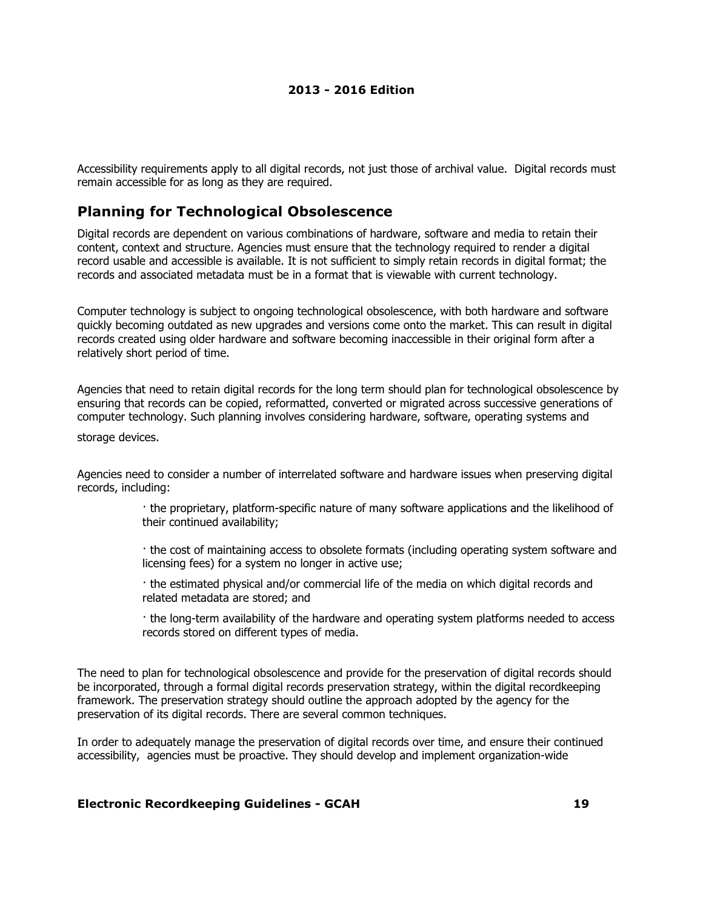Accessibility requirements apply to all digital records, not just those of archival value. Digital records must remain accessible for as long as they are required.

## Planning for Technological Obsolescence

Digital records are dependent on various combinations of hardware, software and media to retain their content, context and structure. Agencies must ensure that the technology required to render a digital record usable and accessible is available. It is not sufficient to simply retain records in digital format; the records and associated metadata must be in a format that is viewable with current technology.

Computer technology is subject to ongoing technological obsolescence, with both hardware and software quickly becoming outdated as new upgrades and versions come onto the market. This can result in digital records created using older hardware and software becoming inaccessible in their original form after a relatively short period of time.

Agencies that need to retain digital records for the long term should plan for technological obsolescence by ensuring that records can be copied, reformatted, converted or migrated across successive generations of computer technology. Such planning involves considering hardware, software, operating systems and storage devices.

Agencies need to consider a number of interrelated software and hardware issues when preserving digital records, including:

- the proprietary, platform-specific nature of many software applications and the likelihood of their continued availability;
- the cost of maintaining access to obsolete formats (including operating system software and licensing fees) for a system no longer in active use;
- the estimated physical and/or commercial life of the media on which digital records and related metadata are stored; and
- the long-term availability of the hardware and operating system platforms needed to access records stored on different types of media.

The need to plan for technological obsolescence and provide for the preservation of digital records should be incorporated, through a formal digital records preservation strategy, within the digital recordkeeping framework. The preservation strategy should outline the approach adopted by the agency for the preservation of its digital records. There are several common techniques.

In order to adequately manage the preservation of digital records over time, and ensure their continued accessibility, agencies must be proactive. They should develop and implement organization-wide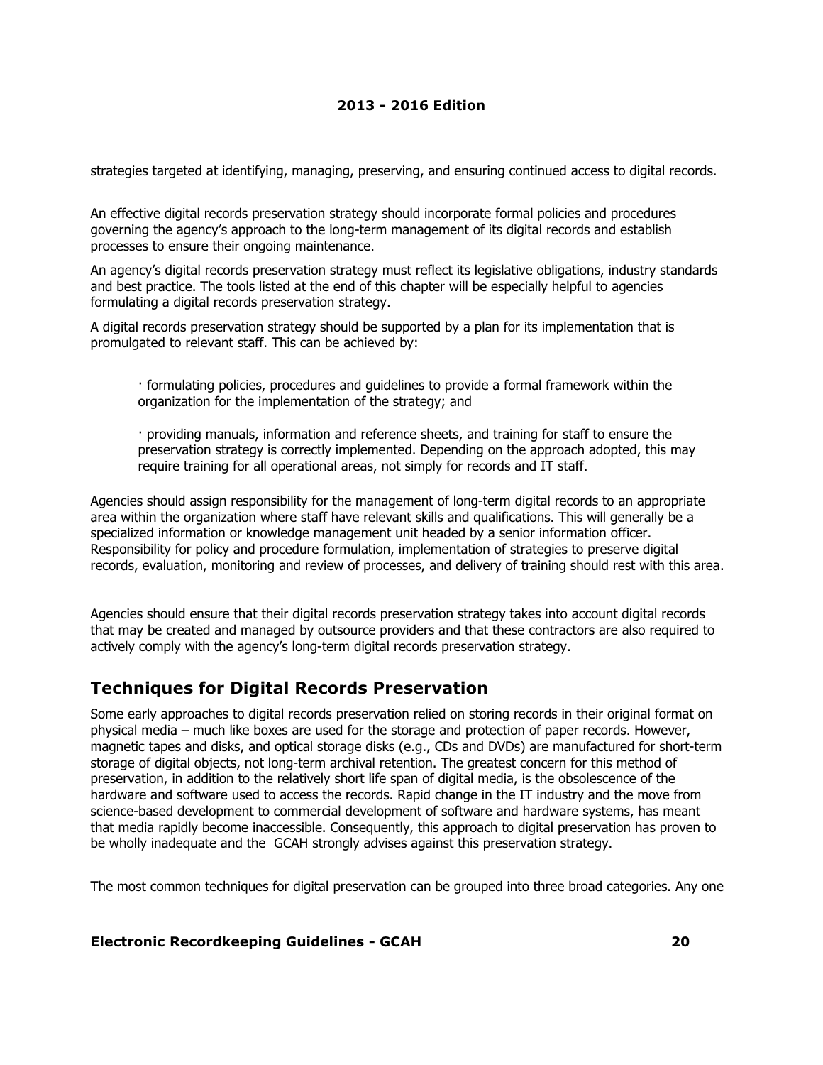strategies targeted at identifying, managing, preserving, and ensuring continued access to digital records.

An effective digital records preservation strategy should incorporate formal policies and procedures governing the agency's approach to the long-term management of its digital records and establish processes to ensure their ongoing maintenance.

An agency's digital records preservation strategy must reflect its legislative obligations, industry standards and best practice. The tools listed at the end of this chapter will be especially helpful to agencies formulating a digital records preservation strategy.

A digital records preservation strategy should be supported by a plan for its implementation that is promulgated to relevant staff. This can be achieved by:

- formulating policies, procedures and guidelines to provide a formal framework within the organization for the implementation of the strategy; and
- providing manuals, information and reference sheets, and training for staff to ensure the preservation strategy is correctly implemented. Depending on the approach adopted, this may require training for all operational areas, not simply for records and IT staff.

Agencies should assign responsibility for the management of long-term digital records to an appropriate area within the organization where staff have relevant skills and qualifications. This will generally be a specialized information or knowledge management unit headed by a senior information officer. Responsibility for policy and procedure formulation, implementation of strategies to preserve digital records, evaluation, monitoring and review of processes, and delivery of training should rest with this area.

Agencies should ensure that their digital records preservation strategy takes into account digital records that may be created and managed by outsource providers and that these contractors are also required to actively comply with the agency's long-term digital records preservation strategy.

## Techniques for Digital Records Preservation

Some early approaches to digital records preservation relied on storing records in their original format on physical media – much like boxes are used for the storage and protection of paper records. However, magnetic tapes and disks, and optical storage disks (e.g., CDs and DVDs) are manufactured for short-term storage of digital objects, not long-term archival retention. The greatest concern for this method of preservation, in addition to the relatively short life span of digital media, is the obsolescence of the hardware and software used to access the records. Rapid change in the IT industry and the move from science-based development to commercial development of software and hardware systems, has meant that media rapidly become inaccessible. Consequently, this approach to digital preservation has proven to be wholly inadequate and the GCAH strongly advises against this preservation strategy.

The most common techniques for digital preservation can be grouped into three broad categories. Any one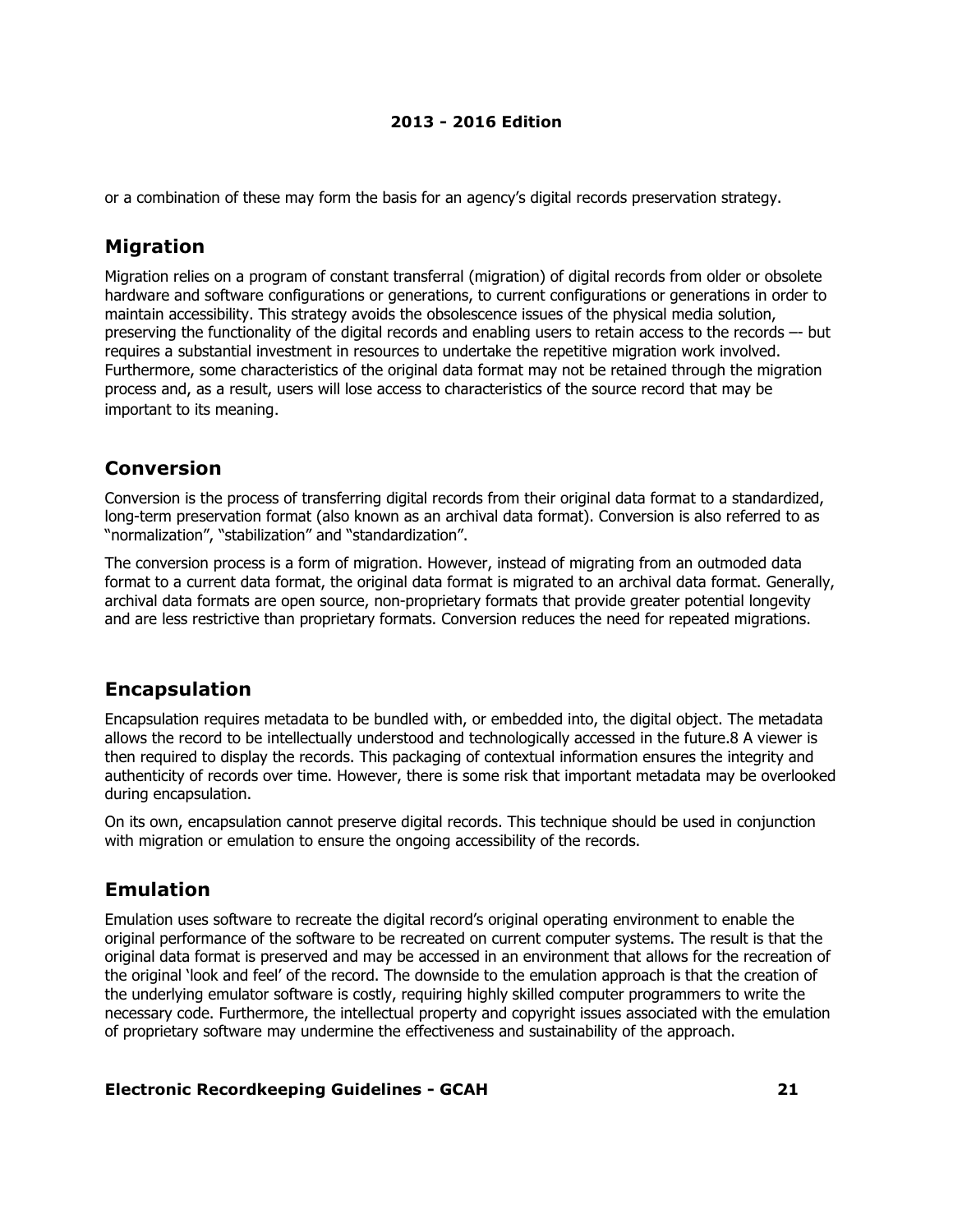or a combination of these may form the basis for an agency's digital records preservation strategy.

## Migration

Migration relies on a program of constant transferral (migration) of digital records from older or obsolete hardware and software configurations or generations, to current configurations or generations in order to maintain accessibility. This strategy avoids the obsolescence issues of the physical media solution, preserving the functionality of the digital records and enabling users to retain access to the records –- but requires a substantial investment in resources to undertake the repetitive migration work involved. Furthermore, some characteristics of the original data format may not be retained through the migration process and, as a result, users will lose access to characteristics of the source record that may be important to its meaning.

## Conversion

Conversion is the process of transferring digital records from their original data format to a standardized, long-term preservation format (also known as an archival data format). Conversion is also referred to as "normalization", "stabilization" and "standardization".

The conversion process is a form of migration. However, instead of migrating from an outmoded data format to a current data format, the original data format is migrated to an archival data format. Generally, archival data formats are open source, non-proprietary formats that provide greater potential longevity and are less restrictive than proprietary formats. Conversion reduces the need for repeated migrations.

## Encapsulation

Encapsulation requires metadata to be bundled with, or embedded into, the digital object. The metadata allows the record to be intellectually understood and technologically accessed in the future.[8] A viewer is then required to display the records. This packaging of contextual information ensures the integrity and authenticity of records over time. However, there is some risk that important metadata may be overlooked during encapsulation.

On its own, encapsulation cannot preserve digital records. This technique should be used in conjunction with migration or emulation to ensure the ongoing accessibility of the records.

## Emulation

Emulation uses software to recreate the digital record's original operating environment to enable the original performance of the software to be recreated on current computer systems. The result is that the original data format is preserved and may be accessed in an environment that allows for the recreation of the original 'look and feel' of the record. The downside to the emulation approach is that the creation of the underlying emulator software is costly, requiring highly skilled computer programmers to write the necessary code. Furthermore, the intellectual property and copyright issues associated with the emulation of proprietary software may undermine the effectiveness and sustainability of the approach.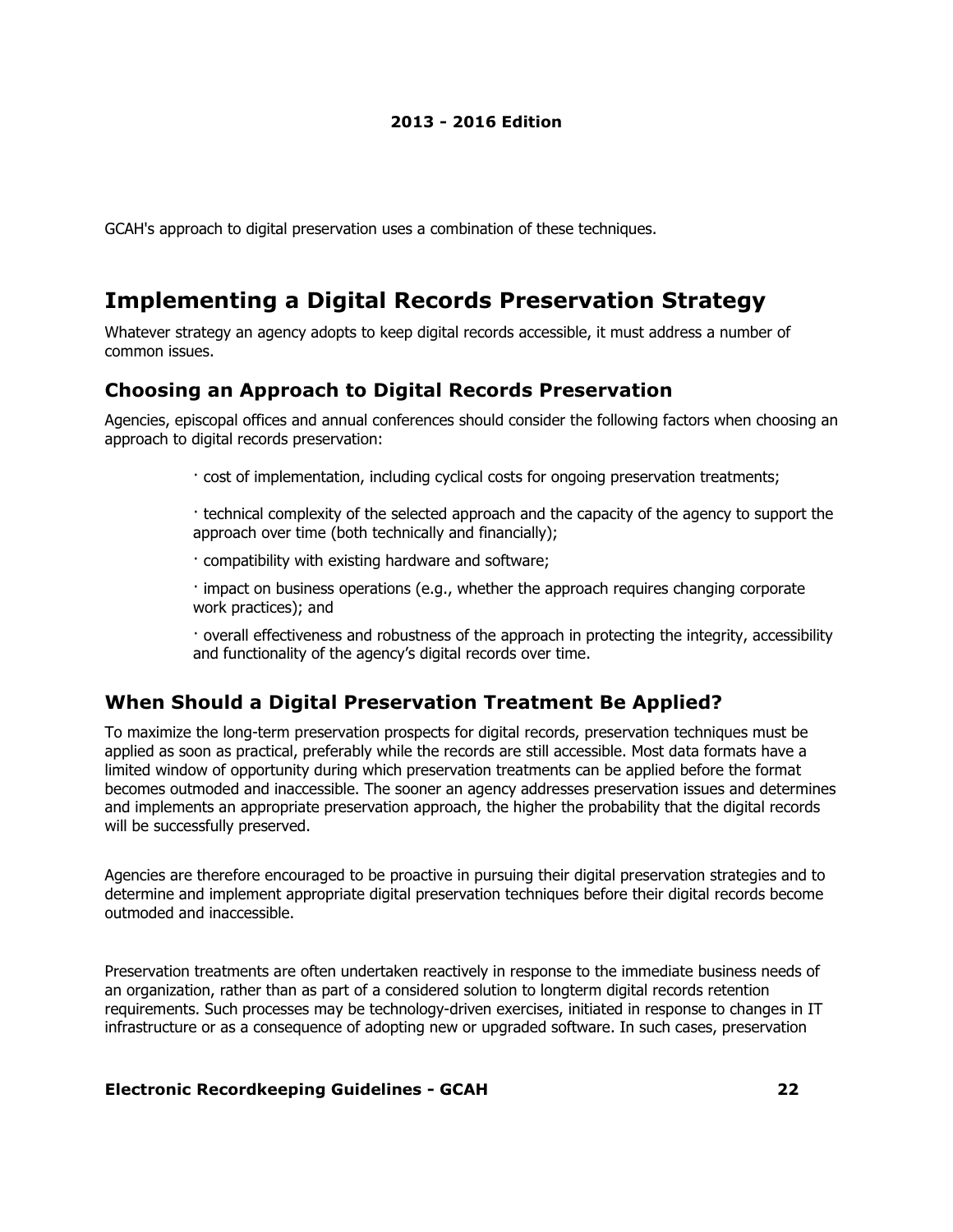GCAH's approach to digital preservation uses a combination of these techniques.

## Implementing a Digital Records Preservation Strategy

Whatever strategy an agency adopts to keep digital records accessible, it must address a number of common issues.

### Choosing an Approach to Digital Records Preservation

Agencies, episcopal offices and annual conferences should consider the following factors when choosing an approach to digital records preservation:

- cost of implementation, including cyclical costs for ongoing preservation treatments;
- technical complexity of the selected approach and the capacity of the agency to support the approach over time (both technically and financially);
- compatibility with existing hardware and software;
- impact on business operations (e.g., whether the approach requires changing corporate work practices); and
- overall effectiveness and robustness of the approach in protecting the integrity, accessibility and functionality of the agency's digital records over time.

### When Should a Digital Preservation Treatment Be Applied?

To maximize the long-term preservation prospects for digital records, preservation techniques must be applied as soon as practical, preferably while the records are still accessible. Most data formats have a limited window of opportunity during which preservation treatments can be applied before the format becomes outmoded and inaccessible. The sooner an agency addresses preservation issues and determines and implements an appropriate preservation approach, the higher the probability that the digital records will be successfully preserved.

Agencies are therefore encouraged to be proactive in pursuing their digital preservation strategies and to determine and implement appropriate digital preservation techniques before their digital records become outmoded and inaccessible.

Preservation treatments are often undertaken reactively in response to the immediate business needs of an organization, rather than as part of a considered solution to longterm digital records retention requirements. Such processes may be technology-driven exercises, initiated in response to changes in IT infrastructure or as a consequence of adopting new or upgraded software. In such cases, preservation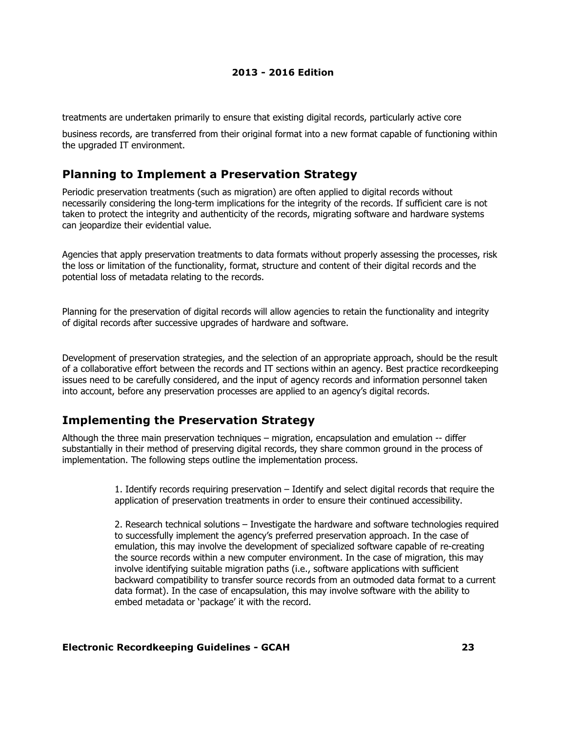treatments are undertaken primarily to ensure that existing digital records, particularly active core business records, are transferred from their original format into a new format capable of functioning within the upgraded IT environment.

## Planning to Implement a Preservation Strategy

Periodic preservation treatments (such as migration) are often applied to digital records without necessarily considering the long-term implications for the integrity of the records. If sufficient care is not taken to protect the integrity and authenticity of the records, migrating software and hardware systems can jeopardize their evidential value.

Agencies that apply preservation treatments to data formats without properly assessing the processes, risk the loss or limitation of the functionality, format, structure and content of their digital records and the potential loss of metadata relating to the records.

Planning for the preservation of digital records will allow agencies to retain the functionality and integrity of digital records after successive upgrades of hardware and software.

Development of preservation strategies, and the selection of an appropriate approach, should be the result of a collaborative effort between the records and IT sections within an agency. Best practice recordkeeping issues need to be carefully considered, and the input of agency records and information personnel taken into account, before any preservation processes are applied to an agency's digital records.

## Implementing the Preservation Strategy

Although the three main preservation techniques – migration, encapsulation and emulation -- differ substantially in their method of preserving digital records, they share common ground in the process of implementation. The following steps outline the implementation process.

1. Identify records requiring preservation – Identify and select digital records that require the application of preservation treatments in order to ensure their continued accessibility.

2. Research technical solutions – Investigate the hardware and software technologies required to successfully implement the agency's preferred preservation approach. In the case of emulation, this may involve the development of specialized software capable of re-creating the source records within a new computer environment. In the case of migration, this may involve identifying suitable migration paths (i.e., software applications with sufficient backward compatibility to transfer source records from an outmoded data format to a current data format). In the case of encapsulation, this may involve software with the ability to embed metadata or 'package' it with the record.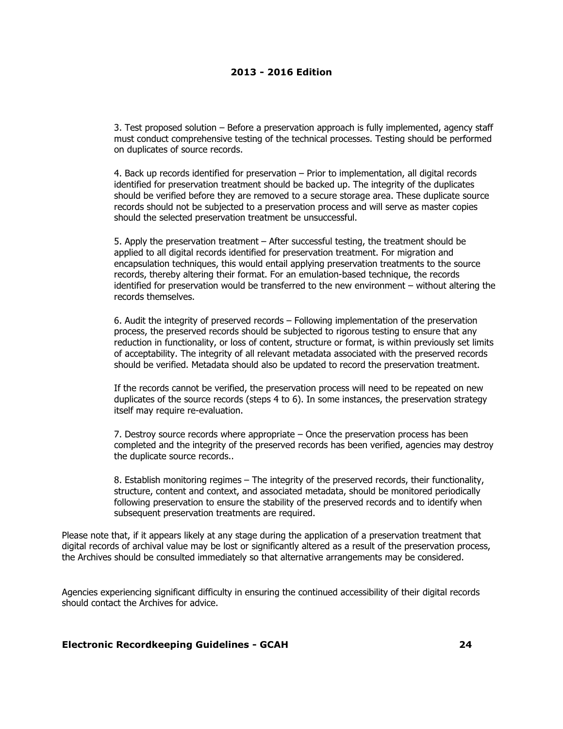3. Test proposed solution – Before a preservation approach is fully implemented, agency staff must conduct comprehensive testing of the technical processes. Testing should be performed on duplicates of source records.

4. Back up records identified for preservation – Prior to implementation, all digital records identified for preservation treatment should be backed up. The integrity of the duplicates should be verified before they are removed to a secure storage area. These duplicate source records should not be subjected to a preservation process and will serve as master copies should the selected preservation treatment be unsuccessful.

5. Apply the preservation treatment – After successful testing, the treatment should be applied to all digital records identified for preservation treatment. For migration and encapsulation techniques, this would entail applying preservation treatments to the source records, thereby altering their format. For an emulation-based technique, the records identified for preservation would be transferred to the new environment – without altering the records themselves.

6. Audit the integrity of preserved records – Following implementation of the preservation process, the preserved records should be subjected to rigorous testing to ensure that any reduction in functionality, or loss of content, structure or format, is within previously set limits of acceptability. The integrity of all relevant metadata associated with the preserved records should be verified. Metadata should also be updated to record the preservation treatment.

If the records cannot be verified, the preservation process will need to be repeated on new duplicates of the source records (steps 4 to 6). In some instances, the preservation strategy itself may require re-evaluation.

7. Destroy source records where appropriate – Once the preservation process has been completed and the integrity of the preserved records has been verified, agencies may destroy the duplicate source records..

8. Establish monitoring regimes – The integrity of the preserved records, their functionality, structure, content and context, and associated metadata, should be monitored periodically following preservation to ensure the stability of the preserved records and to identify when subsequent preservation treatments are required.

Please note that, if it appears likely at any stage during the application of a preservation treatment that digital records of archival value may be lost or significantly altered as a result of the preservation process, the Archives should be consulted immediately so that alternative arrangements may be considered.

Agencies experiencing significant difficulty in ensuring the continued accessibility of their digital records should contact the Archives for advice.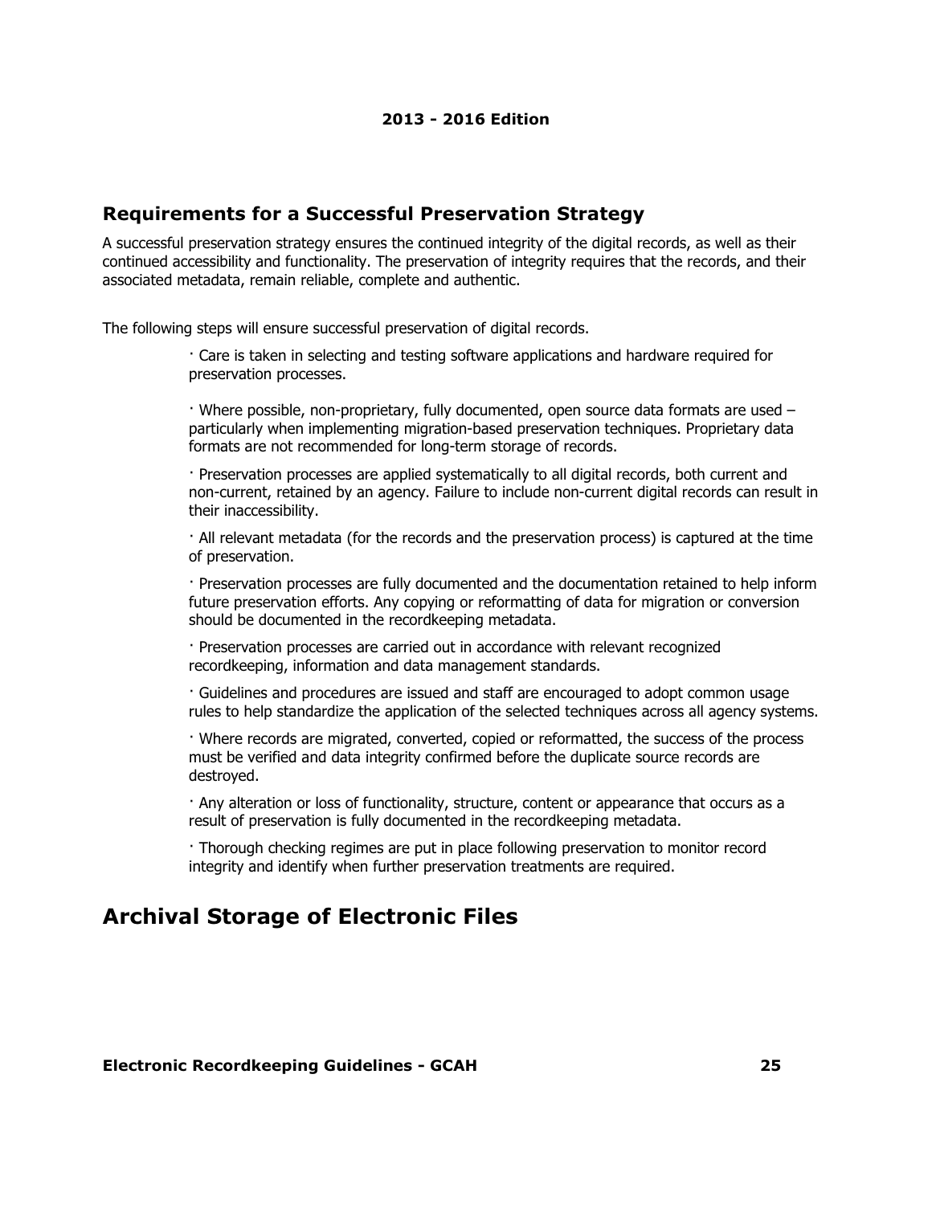## Requirements for a Successful Preservation Strategy

A successful preservation strategy ensures the continued integrity of the digital records, as well as their continued accessibility and functionality. The preservation of integrity requires that the records, and their associated metadata, remain reliable, complete and authentic.

The following steps will ensure successful preservation of digital records.

- Care is taken in selecting and testing software applications and hardware required for preservation processes.
- Where possible, non-proprietary, fully documented, open source data formats are used – particularly when implementing migration-based preservation techniques. Proprietary data formats are not recommended for long-term storage of records.
- Preservation processes are applied systematically to all digital records, both current and non-current, retained by an agency. Failure to include non-current digital records can result in their inaccessibility.
- All relevant metadata (for the records and the preservation process) is captured at the time of preservation.
- Preservation processes are fully documented and the documentation retained to help inform future preservation efforts. Any copying or reformatting of data for migration or conversion should be documented in the recordkeeping metadata.
- Preservation processes are carried out in accordance with relevant recognized recordkeeping, information and data management standards.
- Guidelines and procedures are issued and staff are encouraged to adopt common usage rules to help standardize the application of the selected techniques across all agency systems.
- Where records are migrated, converted, copied or reformatted, the success of the process must be verified and data integrity confirmed before the duplicate source records are destroyed.
- Any alteration or loss of functionality, structure, content or appearance that occurs as a result of preservation is fully documented in the recordkeeping metadata.
- Thorough checking regimes are put in place following preservation to monitor record integrity and identify when further preservation treatments are required.

# Archival Storage of Electronic Files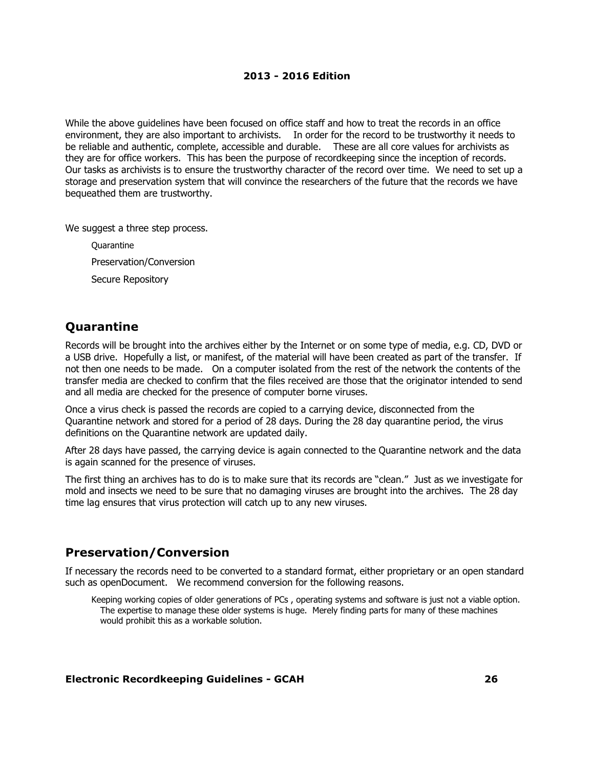While the above guidelines have been focused on office staff and how to treat the records in an office environment, they are also important to archivists. In order for the record to be trustworthy it needs to be reliable and authentic, complete, accessible and durable. These are all core values for archivists as they are for office workers. This has been the purpose of recordkeeping since the inception of records. Our tasks as archivists is to ensure the trustworthy character of the record over time. We need to set up a storage and preservation system that will convince the researchers of the future that the records we have bequeathed them are trustworthy.

We suggest a three step process.

- Quarantine
- Preservation/Conversion
- Secure Repository

## Quarantine

Records will be brought into the archives either by the Internet or on some type of media, e.g. CD, DVD or a USB drive. Hopefully a list, or manifest, of the material will have been created as part of the transfer. If not then one needs to be made. On a computer isolated from the rest of the network the contents of the transfer media are checked to confirm that the files received are those that the originator intended to send and all media are checked for the presence of computer borne viruses.

Once a virus check is passed the records are copied to a carrying device, disconnected from the Quarantine network and stored for a period of 28 days. During the 28 day quarantine period, the virus definitions on the Quarantine network are updated daily.

After 28 days have passed, the carrying device is again connected to the Quarantine network and the data is again scanned for the presence of viruses.

The first thing an archives has to do is to make sure that its records are "clean." Just as we investigate for mold and insects we need to be sure that no damaging viruses are brought into the archives. The 28 day time lag ensures that virus protection will catch up to any new viruses.

## Preservation/Conversion

If necessary the records need to be converted to a standard format, either proprietary or an open standard such as openDocument. We recommend conversion for the following reasons.

- Keeping working copies of older generations of PCs , operating systems and software is just not a viable option. The expertise to manage these older systems is huge. Merely finding parts for many of these machines would prohibit this as a workable solution.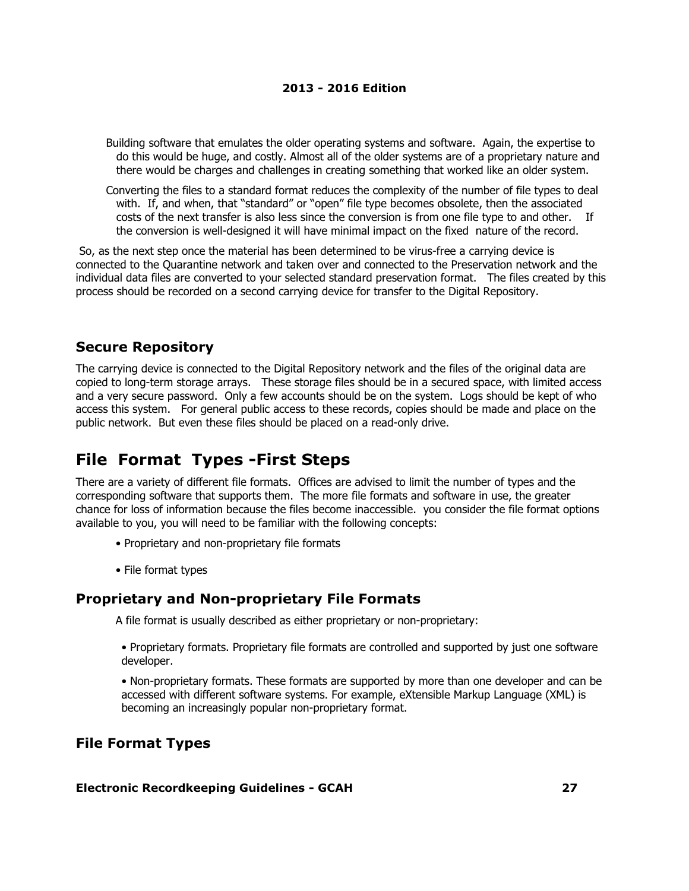Building software that emulates the older operating systems and software. Again, the expertise to do this would be huge, and costly. Almost all of the older systems are of a proprietary nature and there would be charges and challenges in creating something that worked like an older system.

Converting the files to a standard format reduces the complexity of the number of file types to deal with. If, and when, that "standard" or "open" file type becomes obsolete, then the associated costs of the next transfer is also less since the conversion is from one file type to and other. If the conversion is well-designed it will have minimal impact on the fixed nature of the record.

So, as the next step once the material has been determined to be virus-free a carrying device is connected to the Quarantine network and taken over and connected to the Preservation network and the individual data files are converted to your selected standard preservation format. The files created by this process should be recorded on a second carrying device for transfer to the Digital Repository.

### Secure Repository

The carrying device is connected to the Digital Repository network and the files of the original data are copied to long-term storage arrays. These storage files should be in a secured space, with limited access and a very secure password. Only a few accounts should be on the system. Logs should be kept of who access this system. For general public access to these records, copies should be made and place on the public network. But even these files should be placed on a read-only drive.

## File Format Types -First Steps

There are a variety of different file formats. Offices are advised to limit the number of types and the corresponding software that supports them. The more file formats and software in use, the greater chance for loss of information because the files become inaccessible. you consider the file format options available to you, you will need to be familiar with the following concepts:

- Proprietary and non-proprietary file formats
- File format types

### Proprietary and Non-proprietary File Formats

A file format is usually described as either proprietary or non-proprietary:

- Proprietary formats. Proprietary file formats are controlled and supported by just one software developer.
- Non-proprietary formats. These formats are supported by more than one developer and can be accessed with different software systems. For example, eXtensible Markup Language (XML) is becoming an increasingly popular non-proprietary format.

### File Format Types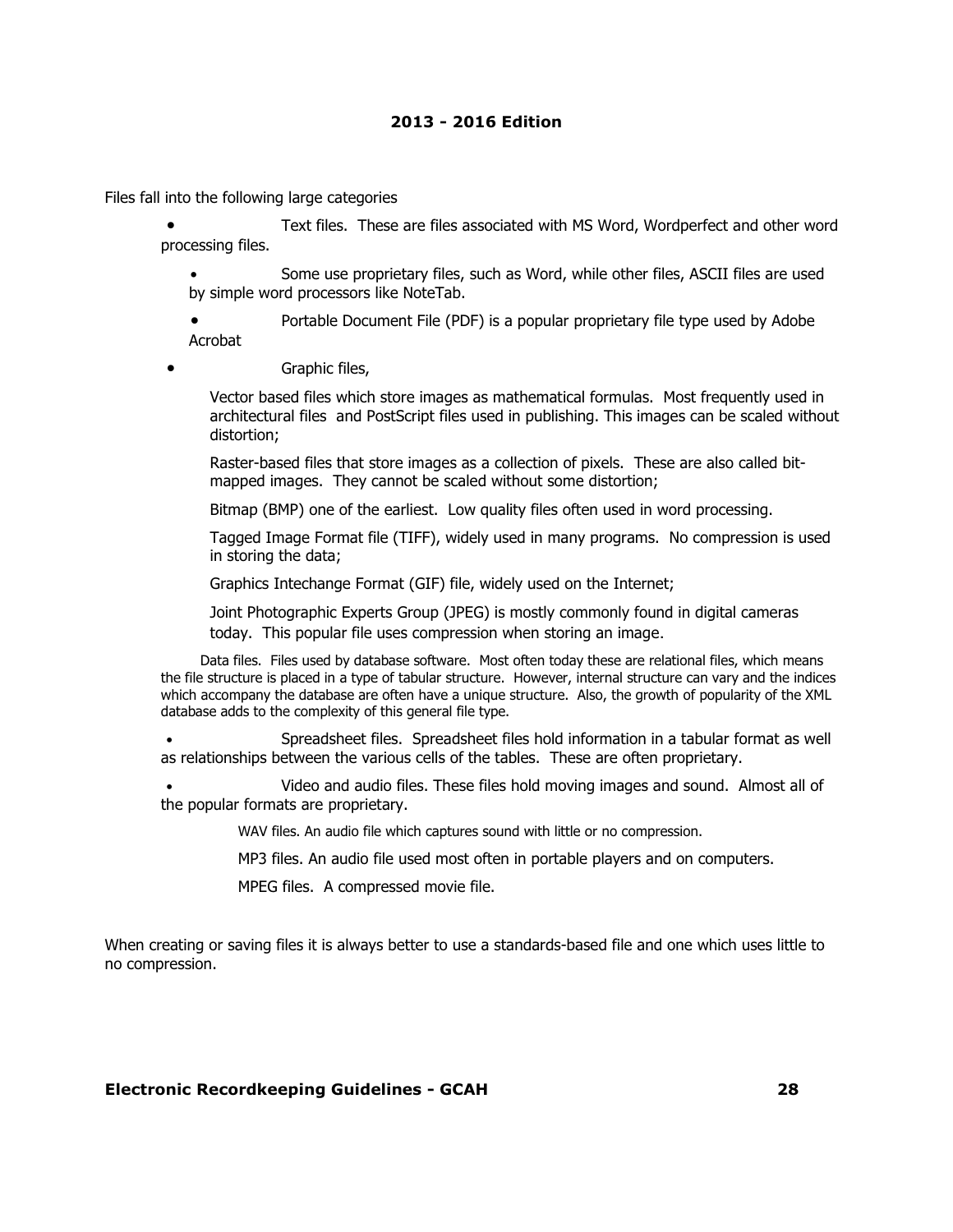Files fall into the following large categories

- Text files. These are files associated with MS Word, Wordperfect and other word processing files.
    - Some use proprietary files, such as Word, while other files, ASCII files are used by simple word processors like NoteTab.
    - Portable Document File (PDF) is a popular proprietary file type used by Adobe Acrobat
- Graphic files,

    Vector based files which store images as mathematical formulas. Most frequently used in architectural files and PostScript files used in publishing. This images can be scaled without distortion;

    Raster-based files that store images as a collection of pixels. These are also called bit-mapped images. They cannot be scaled without some distortion;

    Bitmap (BMP) one of the earliest. Low quality files often used in word processing.

    Tagged Image Format file (TIFF), widely used in many programs. No compression is used in storing the data;

    Graphics Intechange Format (GIF) file, widely used on the Internet;

    Joint Photographic Experts Group (JPEG) is mostly commonly found in digital cameras today. This popular file uses compression when storing an image.

    Data files. Files used by database software. Most often today these are relational files, which means the file structure is placed in a type of tabular structure. However, internal structure can vary and the indices which accompany the database are often have a unique structure. Also, the growth of popularity of the XML database adds to the complexity of this general file type.

- Spreadsheet files. Spreadsheet files hold information in a tabular format as well as relationships between the various cells of the tables. These are often proprietary.
- Video and audio files. These files hold moving images and sound. Almost all of the popular formats are proprietary.

    WAV files. An audio file which captures sound with little or no compression.

    MP3 files. An audio file used most often in portable players and on computers.

    MPEG files. A compressed movie file.

When creating or saving files it is always better to use a standards-based file and one which uses little to no compression.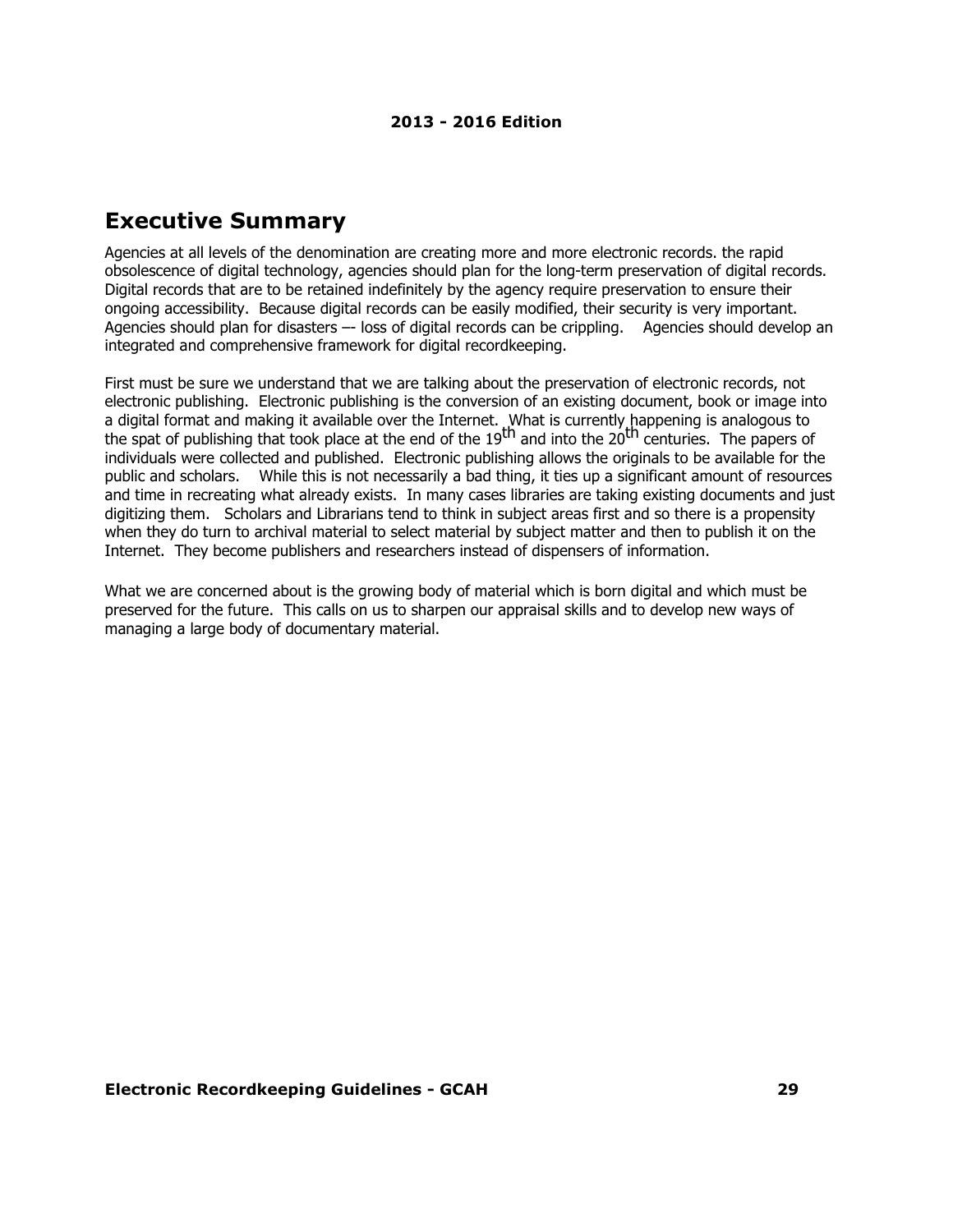## Executive Summary

Agencies at all levels of the denomination are creating more and more electronic records. the rapid obsolescence of digital technology, agencies should plan for the long-term preservation of digital records. Digital records that are to be retained indefinitely by the agency require preservation to ensure their ongoing accessibility. Because digital records can be easily modified, their security is very important. Agencies should plan for disasters –- loss of digital records can be crippling. Agencies should develop an integrated and comprehensive framework for digital recordkeeping.

First must be sure we understand that we are talking about the preservation of electronic records, not electronic publishing. Electronic publishing is the conversion of an existing document, book or image into a digital format and making it available over the Internet. What is currently happening is analogous to the spat of publishing that took place at the end of the 19th and into the 20th centuries. The papers of individuals were collected and published. Electronic publishing allows the originals to be available for the public and scholars. While this is not necessarily a bad thing, it ties up a significant amount of resources and time in recreating what already exists. In many cases libraries are taking existing documents and just digitizing them. Scholars and Librarians tend to think in subject areas first and so there is a propensity when they do turn to archival material to select material by subject matter and then to publish it on the Internet. They become publishers and researchers instead of dispensers of information.

What we are concerned about is the growing body of material which is born digital and which must be preserved for the future. This calls on us to sharpen our appraisal skills and to develop new ways of managing a large body of documentary material.